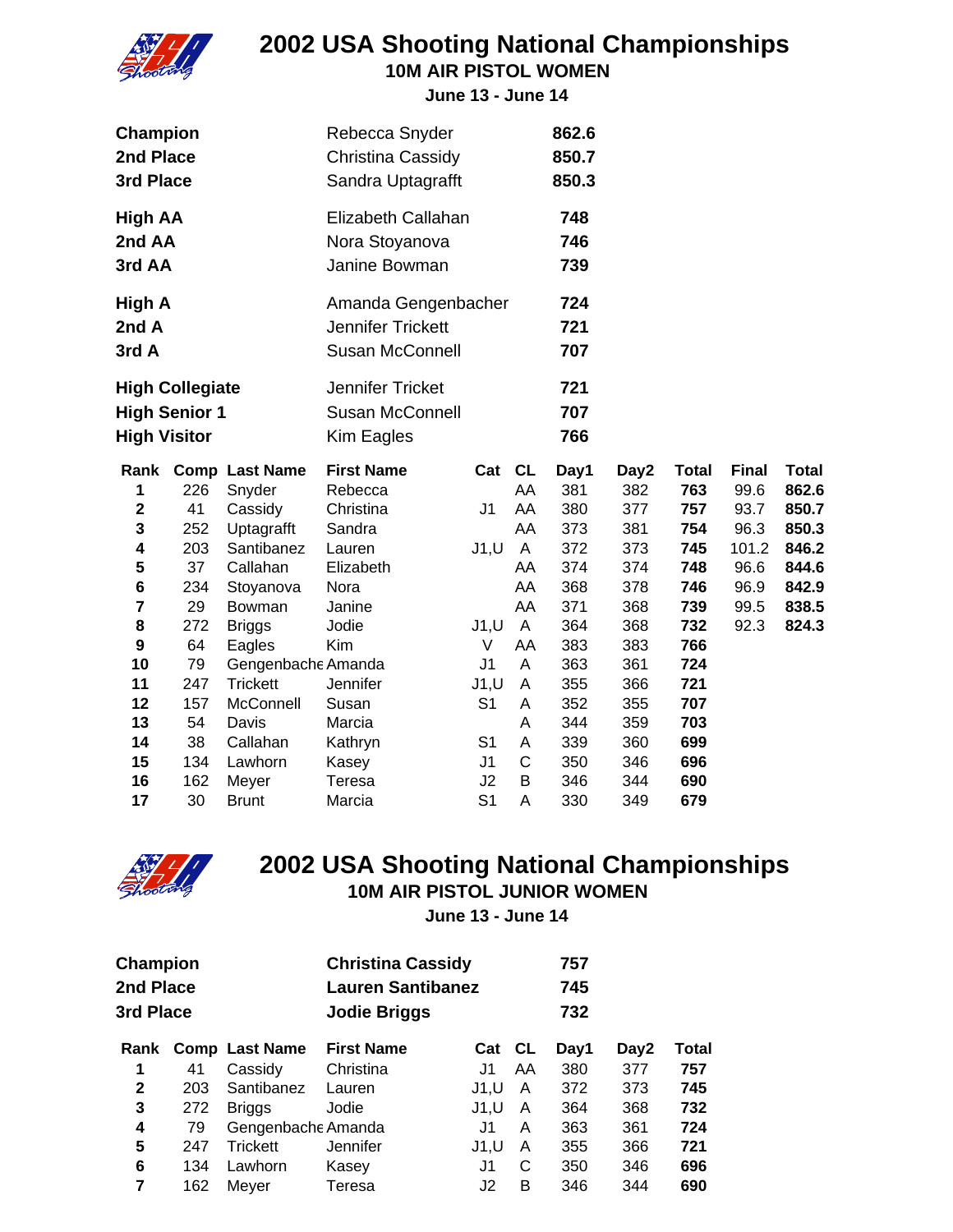# 2002 USA Shooting National Championships

## 10M AIR PISTOL WOMEN

**June 13 - June 14**

| | | |
|---|---|---|
| **Champion** | Rebecca Snyder | **862.6** |
| **2nd Place** | Christina Cassidy | **850.7** |
| **3rd Place** | Sandra Uptagrafft | **850.3** |
| **High AA** | Elizabeth Callahan | **748** |
| **2nd AA** | Nora Stoyanova | **746** |
| **3rd AA** | Janine Bowman | **739** |
| **High A** | Amanda Gengenbacher | **724** |
| **2nd A** | Jennifer Trickett | **721** |
| **3rd A** | Susan McConnell | **707** |
| **High Collegiate** | Jennifer Tricket | **721** |
| **High Senior 1** | Susan McConnell | **707** |
| **High Visitor** | Kim Eagles | **766** |

| Rank | Comp | Last Name | First Name | Cat | CL | Day1 | Day2 | Total | Final | Total |
|---|---|---|---|---|---|---|---|---|---|---|
| **1** | 226 | Snyder | Rebecca | | AA | 381 | 382 | **763** | 99.6 | **862.6** |
| **2** | 41 | Cassidy | Christina | J1 | AA | 380 | 377 | **757** | 93.7 | **850.7** |
| **3** | 252 | Uptagrafft | Sandra | | AA | 373 | 381 | **754** | 96.3 | **850.3** |
| **4** | 203 | Santibanez | Lauren | J1,U | A | 372 | 373 | **745** | 101.2 | **846.2** |
| **5** | 37 | Callahan | Elizabeth | | AA | 374 | 374 | **748** | 96.6 | **844.6** |
| **6** | 234 | Stoyanova | Nora | | AA | 368 | 378 | **746** | 96.9 | **842.9** |
| **7** | 29 | Bowman | Janine | | AA | 371 | 368 | **739** | 99.5 | **838.5** |
| **8** | 272 | Briggs | Jodie | J1,U | A | 364 | 368 | **732** | 92.3 | **824.3** |
| **9** | 64 | Eagles | Kim | V | AA | 383 | 383 | **766** | | |
| **10** | 79 | Gengenbache | Amanda | J1 | A | 363 | 361 | **724** | | |
| **11** | 247 | Trickett | Jennifer | J1,U | A | 355 | 366 | **721** | | |
| **12** | 157 | McConnell | Susan | S1 | A | 352 | 355 | **707** | | |
| **13** | 54 | Davis | Marcia | | A | 344 | 359 | **703** | | |
| **14** | 38 | Callahan | Kathryn | S1 | A | 339 | 360 | **699** | | |
| **15** | 134 | Lawhorn | Kasey | J1 | C | 350 | 346 | **696** | | |
| **16** | 162 | Meyer | Teresa | J2 | B | 346 | 344 | **690** | | |
| **17** | 30 | Brunt | Marcia | S1 | A | 330 | 349 | **679** | | |

# 2002 USA Shooting National Championships

## 10M AIR PISTOL JUNIOR WOMEN

**June 13 - June 14**

| | | |
|---|---|---|
| **Champion** | **Christina Cassidy** | **757** |
| **2nd Place** | **Lauren Santibanez** | **745** |
| **3rd Place** | **Jodie Briggs** | **732** |

| Rank | Comp | Last Name | First Name | Cat | CL | Day1 | Day2 | Total |
|---|---|---|---|---|---|---|---|---|
| **1** | 41 | Cassidy | Christina | J1 | AA | 380 | 377 | **757** |
| **2** | 203 | Santibanez | Lauren | J1,U | A | 372 | 373 | **745** |
| **3** | 272 | Briggs | Jodie | J1,U | A | 364 | 368 | **732** |
| **4** | 79 | Gengenbache | Amanda | J1 | A | 363 | 361 | **724** |
| **5** | 247 | Trickett | Jennifer | J1,U | A | 355 | 366 | **721** |
| **6** | 134 | Lawhorn | Kasey | J1 | C | 350 | 346 | **696** |
| **7** | 162 | Meyer | Teresa | J2 | B | 346 | 344 | **690** |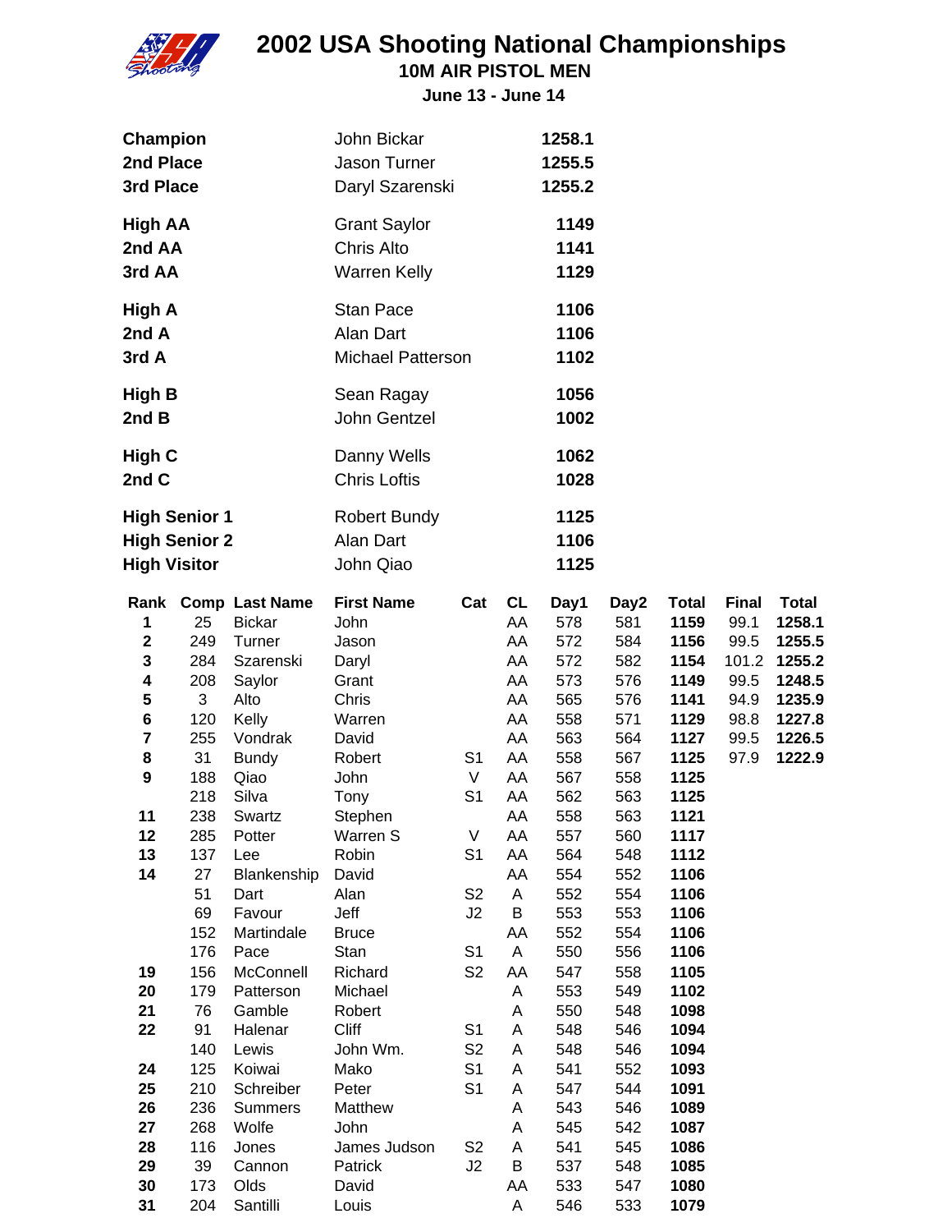# 2002 USA Shooting National Championships

## 10M AIR PISTOL MEN

### June 13 - June 14

| | | |
|---|---|---|
| **Champion** | John Bickar | **1258.1** |
| **2nd Place** | Jason Turner | **1255.5** |
| **3rd Place** | Daryl Szarenski | **1255.2** |
| **High AA** | Grant Saylor | **1149** |
| **2nd AA** | Chris Alto | **1141** |
| **3rd AA** | Warren Kelly | **1129** |
| **High A** | Stan Pace | **1106** |
| **2nd A** | Alan Dart | **1106** |
| **3rd A** | Michael Patterson | **1102** |
| **High B** | Sean Ragay | **1056** |
| **2nd B** | John Gentzel | **1002** |
| **High C** | Danny Wells | **1062** |
| **2nd C** | Chris Loftis | **1028** |
| **High Senior 1** | Robert Bundy | **1125** |
| **High Senior 2** | Alan Dart | **1106** |
| **High Visitor** | John Qiao | **1125** |

| Rank | Comp | Last Name | First Name | Cat | CL | Day1 | Day2 | Total | Final | Total |
|---|---|---|---|---|---|---|---|---|---|---|
| **1** | 25 | Bickar | John | | AA | 578 | 581 | **1159** | 99.1 | **1258.1** |
| **2** | 249 | Turner | Jason | | AA | 572 | 584 | **1156** | 99.5 | **1255.5** |
| **3** | 284 | Szarenski | Daryl | | AA | 572 | 582 | **1154** | 101.2 | **1255.2** |
| **4** | 208 | Saylor | Grant | | AA | 573 | 576 | **1149** | 99.5 | **1248.5** |
| **5** | 3 | Alto | Chris | | AA | 565 | 576 | **1141** | 94.9 | **1235.9** |
| **6** | 120 | Kelly | Warren | | AA | 558 | 571 | **1129** | 98.8 | **1227.8** |
| **7** | 255 | Vondrak | David | | AA | 563 | 564 | **1127** | 99.5 | **1226.5** |
| **8** | 31 | Bundy | Robert | S1 | AA | 558 | 567 | **1125** | 97.9 | **1222.9** |
| **9** | 188 | Qiao | John | V | AA | 567 | 558 | **1125** | | |
| | 218 | Silva | Tony | S1 | AA | 562 | 563 | **1125** | | |
| **11** | 238 | Swartz | Stephen | | AA | 558 | 563 | **1121** | | |
| **12** | 285 | Potter | Warren S | V | AA | 557 | 560 | **1117** | | |
| **13** | 137 | Lee | Robin | S1 | AA | 564 | 548 | **1112** | | |
| **14** | 27 | Blankenship | David | | AA | 554 | 552 | **1106** | | |
| | 51 | Dart | Alan | S2 | A | 552 | 554 | **1106** | | |
| | 69 | Favour | Jeff | J2 | B | 553 | 553 | **1106** | | |
| | 152 | Martindale | Bruce | | AA | 552 | 554 | **1106** | | |
| | 176 | Pace | Stan | S1 | A | 550 | 556 | **1106** | | |
| **19** | 156 | McConnell | Richard | S2 | AA | 547 | 558 | **1105** | | |
| **20** | 179 | Patterson | Michael | | A | 553 | 549 | **1102** | | |
| **21** | 76 | Gamble | Robert | | A | 550 | 548 | **1098** | | |
| **22** | 91 | Halenar | Cliff | S1 | A | 548 | 546 | **1094** | | |
| | 140 | Lewis | John Wm. | S2 | A | 548 | 546 | **1094** | | |
| **24** | 125 | Koiwai | Mako | S1 | A | 541 | 552 | **1093** | | |
| **25** | 210 | Schreiber | Peter | S1 | A | 547 | 544 | **1091** | | |
| **26** | 236 | Summers | Matthew | | A | 543 | 546 | **1089** | | |
| **27** | 268 | Wolfe | John | | A | 545 | 542 | **1087** | | |
| **28** | 116 | Jones | James Judson | S2 | A | 541 | 545 | **1086** | | |
| **29** | 39 | Cannon | Patrick | J2 | B | 537 | 548 | **1085** | | |
| **30** | 173 | Olds | David | | AA | 533 | 547 | **1080** | | |
| **31** | 204 | Santilli | Louis | | A | 546 | 533 | **1079** | | |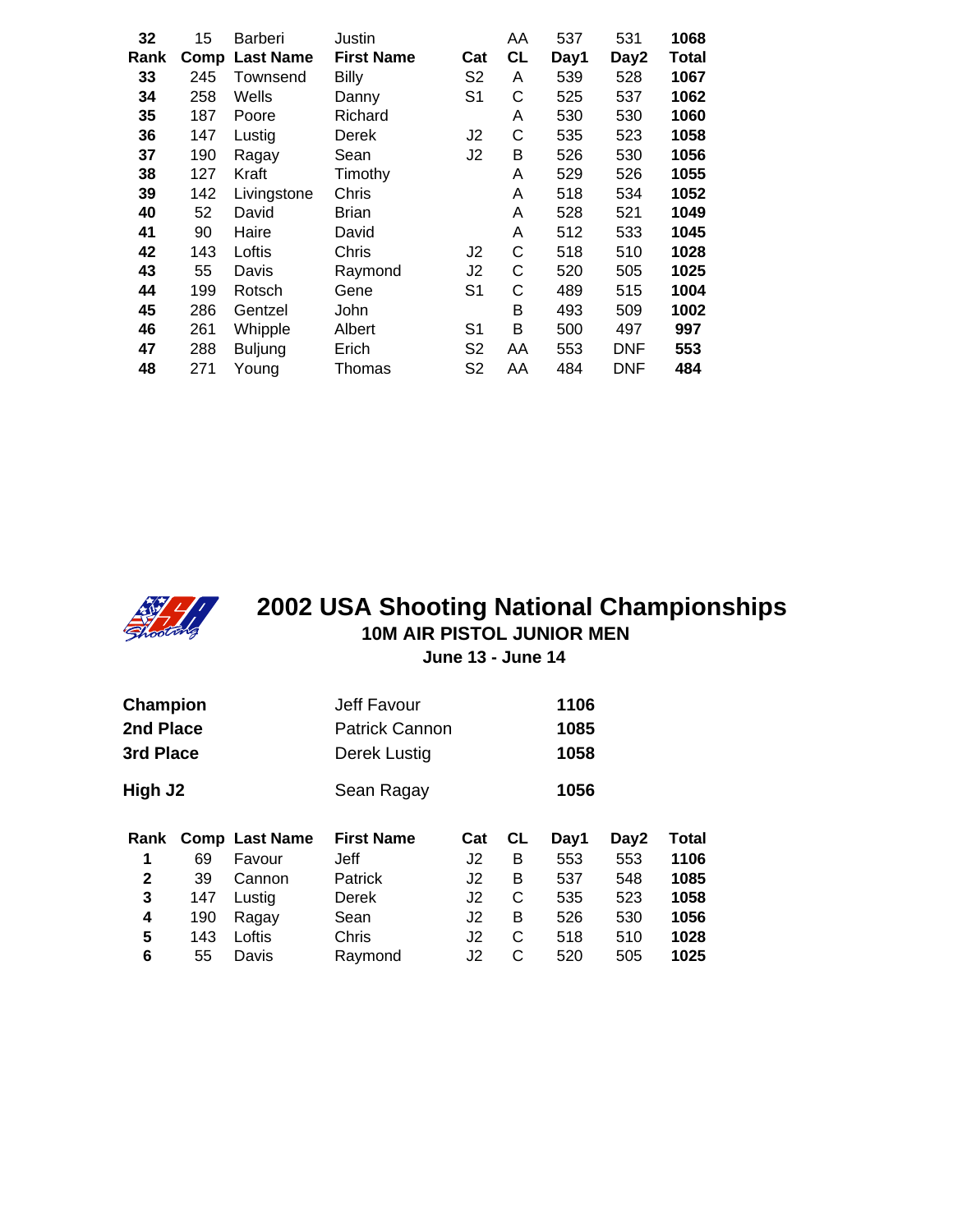| Rank | Comp | Last Name | First Name | Cat | CL | Day1 | Day2 | Total |
|---|---|---|---|---|---|---|---|---|
| **32** | 15 | Barberi | Justin | | AA | 537 | 531 | **1068** |
| **33** | 245 | Townsend | Billy | S2 | A | 539 | 528 | **1067** |
| **34** | 258 | Wells | Danny | S1 | C | 525 | 537 | **1062** |
| **35** | 187 | Poore | Richard | | A | 530 | 530 | **1060** |
| **36** | 147 | Lustig | Derek | J2 | C | 535 | 523 | **1058** |
| **37** | 190 | Ragay | Sean | J2 | B | 526 | 530 | **1056** |
| **38** | 127 | Kraft | Timothy | | A | 529 | 526 | **1055** |
| **39** | 142 | Livingstone | Chris | | A | 518 | 534 | **1052** |
| **40** | 52 | David | Brian | | A | 528 | 521 | **1049** |
| **41** | 90 | Haire | David | | A | 512 | 533 | **1045** |
| **42** | 143 | Loftis | Chris | J2 | C | 518 | 510 | **1028** |
| **43** | 55 | Davis | Raymond | J2 | C | 520 | 505 | **1025** |
| **44** | 199 | Rotsch | Gene | S1 | C | 489 | 515 | **1004** |
| **45** | 286 | Gentzel | John | | B | 493 | 509 | **1002** |
| **46** | 261 | Whipple | Albert | S1 | B | 500 | 497 | **997** |
| **47** | 288 | Buljung | Erich | S2 | AA | 553 | DNF | **553** |
| **48** | 271 | Young | Thomas | S2 | AA | 484 | DNF | **484** |

# 2002 USA Shooting National Championships

## 10M AIR PISTOL JUNIOR MEN

**June 13 - June 14**

| | | |
|---|---|---|
| **Champion** | Jeff Favour | **1106** |
| **2nd Place** | Patrick Cannon | **1085** |
| **3rd Place** | Derek Lustig | **1058** |
| **High J2** | Sean Ragay | **1056** |

| Rank | Comp | Last Name | First Name | Cat | CL | Day1 | Day2 | Total |
|---|---|---|---|---|---|---|---|---|
| **1** | 69 | Favour | Jeff | J2 | B | 553 | 553 | **1106** |
| **2** | 39 | Cannon | Patrick | J2 | B | 537 | 548 | **1085** |
| **3** | 147 | Lustig | Derek | J2 | C | 535 | 523 | **1058** |
| **4** | 190 | Ragay | Sean | J2 | B | 526 | 530 | **1056** |
| **5** | 143 | Loftis | Chris | J2 | C | 518 | 510 | **1028** |
| **6** | 55 | Davis | Raymond | J2 | C | 520 | 505 | **1025** |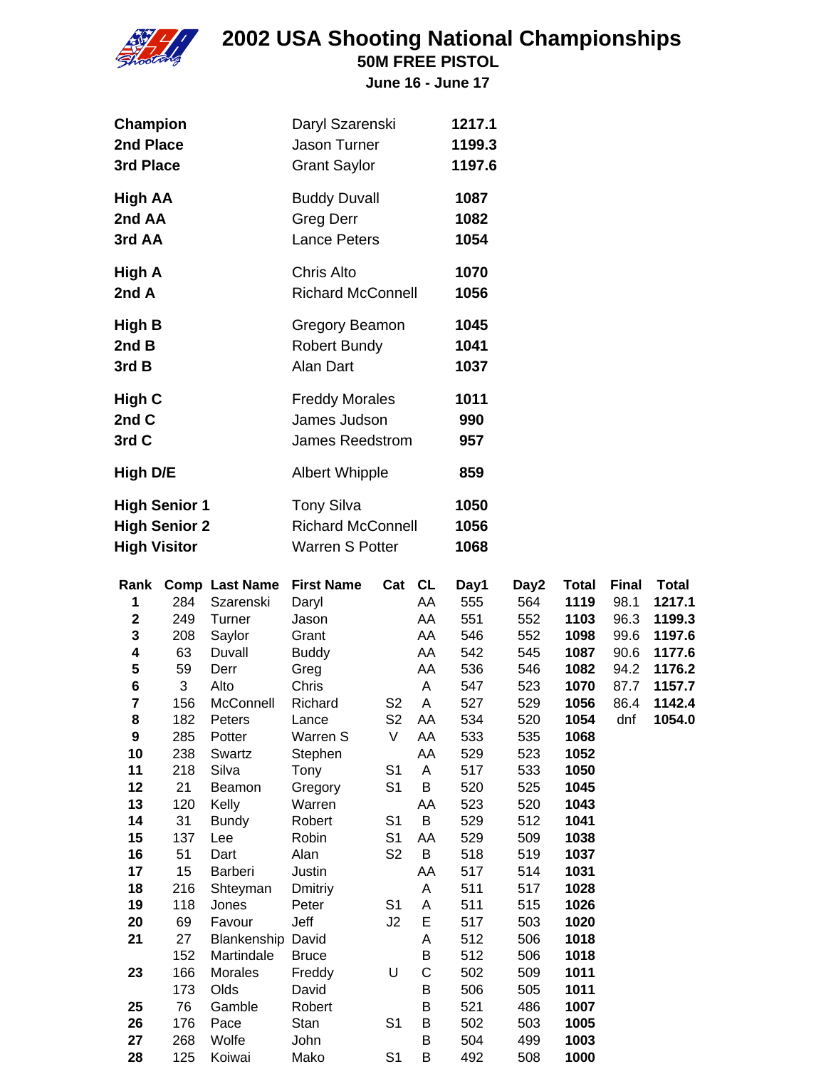# 2002 USA Shooting National Championships

## 50M FREE PISTOL

**June 16 - June 17**

| | | |
|---|---|---|
| **Champion** | Daryl Szarenski | **1217.1** |
| **2nd Place** | Jason Turner | **1199.3** |
| **3rd Place** | Grant Saylor | **1197.6** |
| **High AA** | Buddy Duvall | **1087** |
| **2nd AA** | Greg Derr | **1082** |
| **3rd AA** | Lance Peters | **1054** |
| **High A** | Chris Alto | **1070** |
| **2nd A** | Richard McConnell | **1056** |
| **High B** | Gregory Beamon | **1045** |
| **2nd B** | Robert Bundy | **1041** |
| **3rd B** | Alan Dart | **1037** |
| **High C** | Freddy Morales | **1011** |
| **2nd C** | James Judson | **990** |
| **3rd C** | James Reedstrom | **957** |
| **High D/E** | Albert Whipple | **859** |
| **High Senior 1** | Tony Silva | **1050** |
| **High Senior 2** | Richard McConnell | **1056** |
| **High Visitor** | Warren S Potter | **1068** |

| Rank | Comp | Last Name | First Name | Cat | CL | Day1 | Day2 | Total | Final | Total |
|---|---|---|---|---|---|---|---|---|---|---|
| **1** | 284 | Szarenski | Daryl | | AA | 555 | 564 | **1119** | 98.1 | **1217.1** |
| **2** | 249 | Turner | Jason | | AA | 551 | 552 | **1103** | 96.3 | **1199.3** |
| **3** | 208 | Saylor | Grant | | AA | 546 | 552 | **1098** | 99.6 | **1197.6** |
| **4** | 63 | Duvall | Buddy | | AA | 542 | 545 | **1087** | 90.6 | **1177.6** |
| **5** | 59 | Derr | Greg | | AA | 536 | 546 | **1082** | 94.2 | **1176.2** |
| **6** | 3 | Alto | Chris | | A | 547 | 523 | **1070** | 87.7 | **1157.7** |
| **7** | 156 | McConnell | Richard | S2 | A | 527 | 529 | **1056** | 86.4 | **1142.4** |
| **8** | 182 | Peters | Lance | S2 | AA | 534 | 520 | **1054** | dnf | **1054.0** |
| **9** | 285 | Potter | Warren S | V | AA | 533 | 535 | **1068** | | |
| **10** | 238 | Swartz | Stephen | | AA | 529 | 523 | **1052** | | |
| **11** | 218 | Silva | Tony | S1 | A | 517 | 533 | **1050** | | |
| **12** | 21 | Beamon | Gregory | S1 | B | 520 | 525 | **1045** | | |
| **13** | 120 | Kelly | Warren | | AA | 523 | 520 | **1043** | | |
| **14** | 31 | Bundy | Robert | S1 | B | 529 | 512 | **1041** | | |
| **15** | 137 | Lee | Robin | S1 | AA | 529 | 509 | **1038** | | |
| **16** | 51 | Dart | Alan | S2 | B | 518 | 519 | **1037** | | |
| **17** | 15 | Barberi | Justin | | AA | 517 | 514 | **1031** | | |
| **18** | 216 | Shteyman | Dmitriy | | A | 511 | 517 | **1028** | | |
| **19** | 118 | Jones | Peter | S1 | A | 511 | 515 | **1026** | | |
| **20** | 69 | Favour | Jeff | J2 | E | 517 | 503 | **1020** | | |
| **21** | 27 | Blankenship | David | | A | 512 | 506 | **1018** | | |
| | 152 | Martindale | Bruce | | B | 512 | 506 | **1018** | | |
| **23** | 166 | Morales | Freddy | U | C | 502 | 509 | **1011** | | |
| | 173 | Olds | David | | B | 506 | 505 | **1011** | | |
| **25** | 76 | Gamble | Robert | | B | 521 | 486 | **1007** | | |
| **26** | 176 | Pace | Stan | S1 | B | 502 | 503 | **1005** | | |
| **27** | 268 | Wolfe | John | | B | 504 | 499 | **1003** | | |
| **28** | 125 | Koiwai | Mako | S1 | B | 492 | 508 | **1000** | | |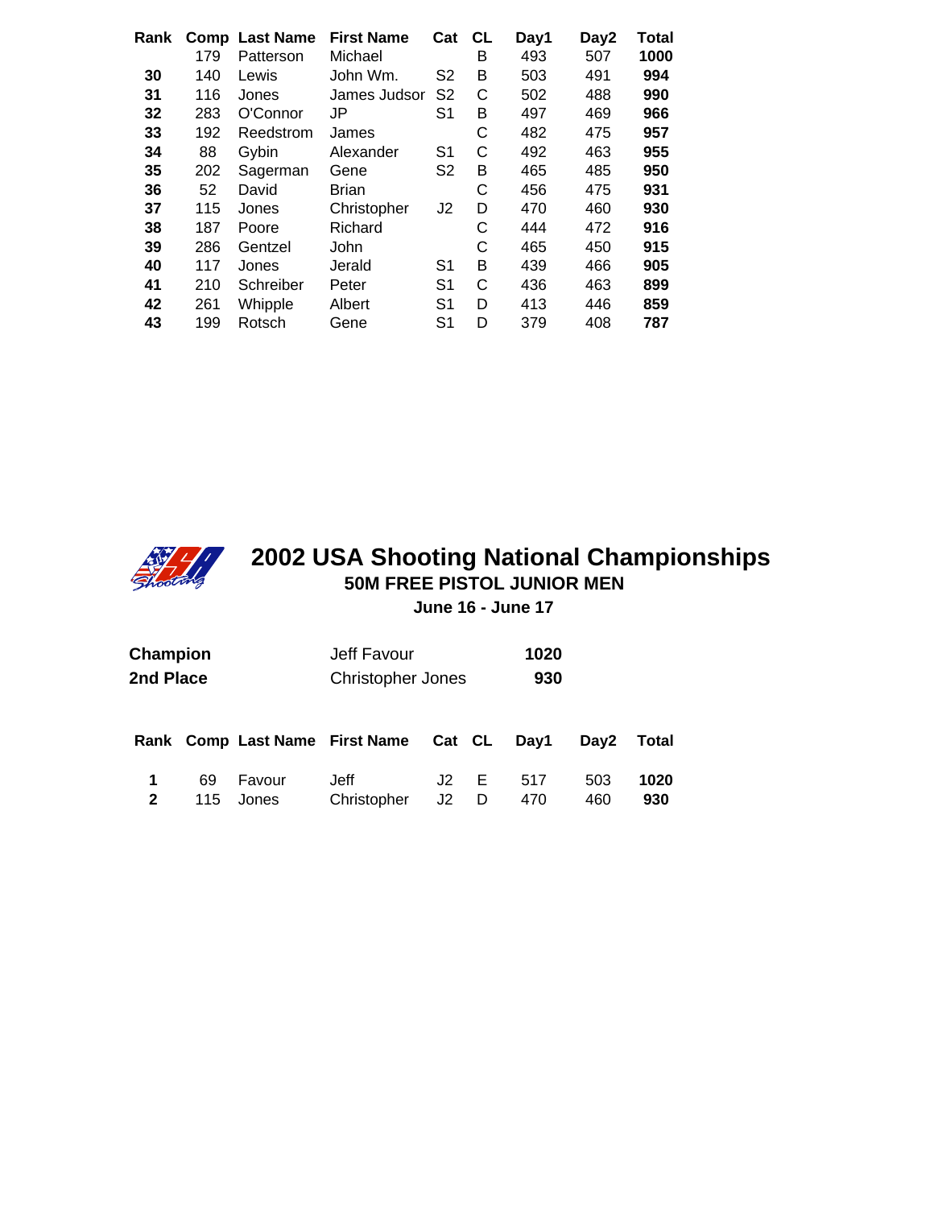| Rank | Comp | Last Name | First Name | Cat | CL | Day1 | Day2 | Total |
|---|---|---|---|---|---|---|---|---|
| | 179 | Patterson | Michael | | B | 493 | 507 | **1000** |
| **30** | 140 | Lewis | John Wm. | S2 | B | 503 | 491 | **994** |
| **31** | 116 | Jones | James Judson | S2 | C | 502 | 488 | **990** |
| **32** | 283 | O'Connor | JP | S1 | B | 497 | 469 | **966** |
| **33** | 192 | Reedstrom | James | | C | 482 | 475 | **957** |
| **34** | 88 | Gybin | Alexander | S1 | C | 492 | 463 | **955** |
| **35** | 202 | Sagerman | Gene | S2 | B | 465 | 485 | **950** |
| **36** | 52 | David | Brian | | C | 456 | 475 | **931** |
| **37** | 115 | Jones | Christopher | J2 | D | 470 | 460 | **930** |
| **38** | 187 | Poore | Richard | | C | 444 | 472 | **916** |
| **39** | 286 | Gentzel | John | | C | 465 | 450 | **915** |
| **40** | 117 | Jones | Jerald | S1 | B | 439 | 466 | **905** |
| **41** | 210 | Schreiber | Peter | S1 | C | 436 | 463 | **899** |
| **42** | 261 | Whipple | Albert | S1 | D | 413 | 446 | **859** |
| **43** | 199 | Rotsch | Gene | S1 | D | 379 | 408 | **787** |

# 2002 USA Shooting National Championships

## 50M FREE PISTOL JUNIOR MEN

**June 16 - June 17**

**Champion** Jeff Favour **1020**

**2nd Place** Christopher Jones **930**

| Rank | Comp | Last Name | First Name | Cat | CL | Day1 | Day2 | Total |
|---|---|---|---|---|---|---|---|---|
| **1** | 69 | Favour | Jeff | J2 | E | 517 | 503 | **1020** |
| **2** | 115 | Jones | Christopher | J2 | D | 470 | 460 | **930** |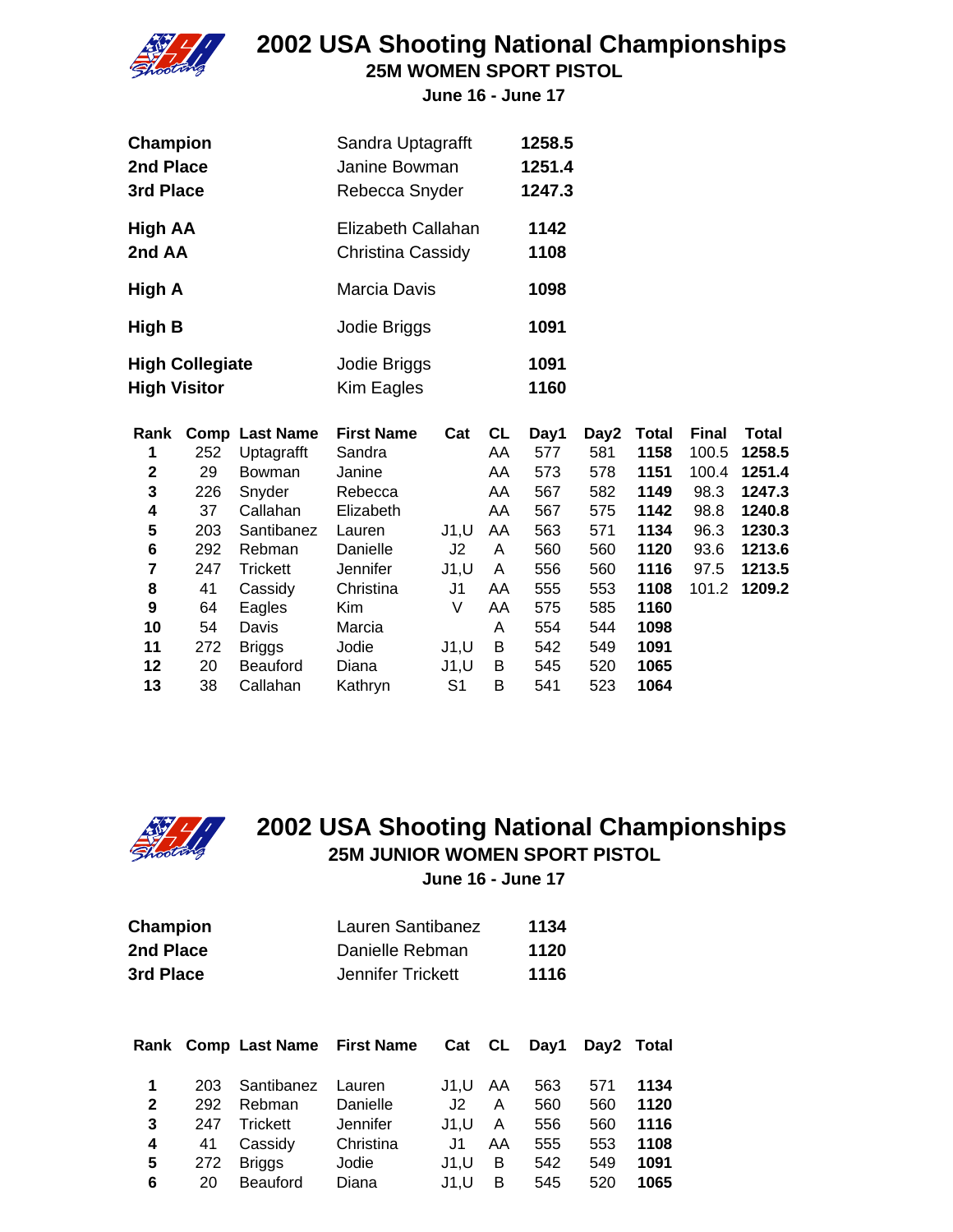# 2002 USA Shooting National Championships

## 25M WOMEN SPORT PISTOL

**June 16 - June 17**

| | | |
|---|---|---|
| **Champion** | Sandra Uptagrafft | **1258.5** |
| **2nd Place** | Janine Bowman | **1251.4** |
| **3rd Place** | Rebecca Snyder | **1247.3** |
| **High AA** | Elizabeth Callahan | **1142** |
| **2nd AA** | Christina Cassidy | **1108** |
| **High A** | Marcia Davis | **1098** |
| **High B** | Jodie Briggs | **1091** |
| **High Collegiate** | Jodie Briggs | **1091** |
| **High Visitor** | Kim Eagles | **1160** |

| Rank | Comp | Last Name | First Name | Cat | CL | Day1 | Day2 | Total | Final | Total |
|---|---|---|---|---|---|---|---|---|---|---|
| 1 | 252 | Uptagrafft | Sandra | | AA | 577 | 581 | **1158** | 100.5 | **1258.5** |
| 2 | 29 | Bowman | Janine | | AA | 573 | 578 | **1151** | 100.4 | **1251.4** |
| 3 | 226 | Snyder | Rebecca | | AA | 567 | 582 | **1149** | 98.3 | **1247.3** |
| 4 | 37 | Callahan | Elizabeth | | AA | 567 | 575 | **1142** | 98.8 | **1240.8** |
| 5 | 203 | Santibanez | Lauren | J1,U | AA | 563 | 571 | **1134** | 96.3 | **1230.3** |
| 6 | 292 | Rebman | Danielle | J2 | A | 560 | 560 | **1120** | 93.6 | **1213.6** |
| 7 | 247 | Trickett | Jennifer | J1,U | A | 556 | 560 | **1116** | 97.5 | **1213.5** |
| 8 | 41 | Cassidy | Christina | J1 | AA | 555 | 553 | **1108** | 101.2 | **1209.2** |
| 9 | 64 | Eagles | Kim | V | AA | 575 | 585 | **1160** | | |
| 10 | 54 | Davis | Marcia | | A | 554 | 544 | **1098** | | |
| 11 | 272 | Briggs | Jodie | J1,U | B | 542 | 549 | **1091** | | |
| 12 | 20 | Beauford | Diana | J1,U | B | 545 | 520 | **1065** | | |
| 13 | 38 | Callahan | Kathryn | S1 | B | 541 | 523 | **1064** | | |

# 2002 USA Shooting National Championships

## 25M JUNIOR WOMEN SPORT PISTOL

**June 16 - June 17**

| | | |
|---|---|---|
| **Champion** | Lauren Santibanez | **1134** |
| **2nd Place** | Danielle Rebman | **1120** |
| **3rd Place** | Jennifer Trickett | **1116** |

| Rank | Comp | Last Name | First Name | Cat | CL | Day1 | Day2 | Total |
|---|---|---|---|---|---|---|---|---|
| 1 | 203 | Santibanez | Lauren | J1,U | AA | 563 | 571 | **1134** |
| 2 | 292 | Rebman | Danielle | J2 | A | 560 | 560 | **1120** |
| 3 | 247 | Trickett | Jennifer | J1,U | A | 556 | 560 | **1116** |
| 4 | 41 | Cassidy | Christina | J1 | AA | 555 | 553 | **1108** |
| 5 | 272 | Briggs | Jodie | J1,U | B | 542 | 549 | **1091** |
| 6 | 20 | Beauford | Diana | J1,U | B | 545 | 520 | **1065** |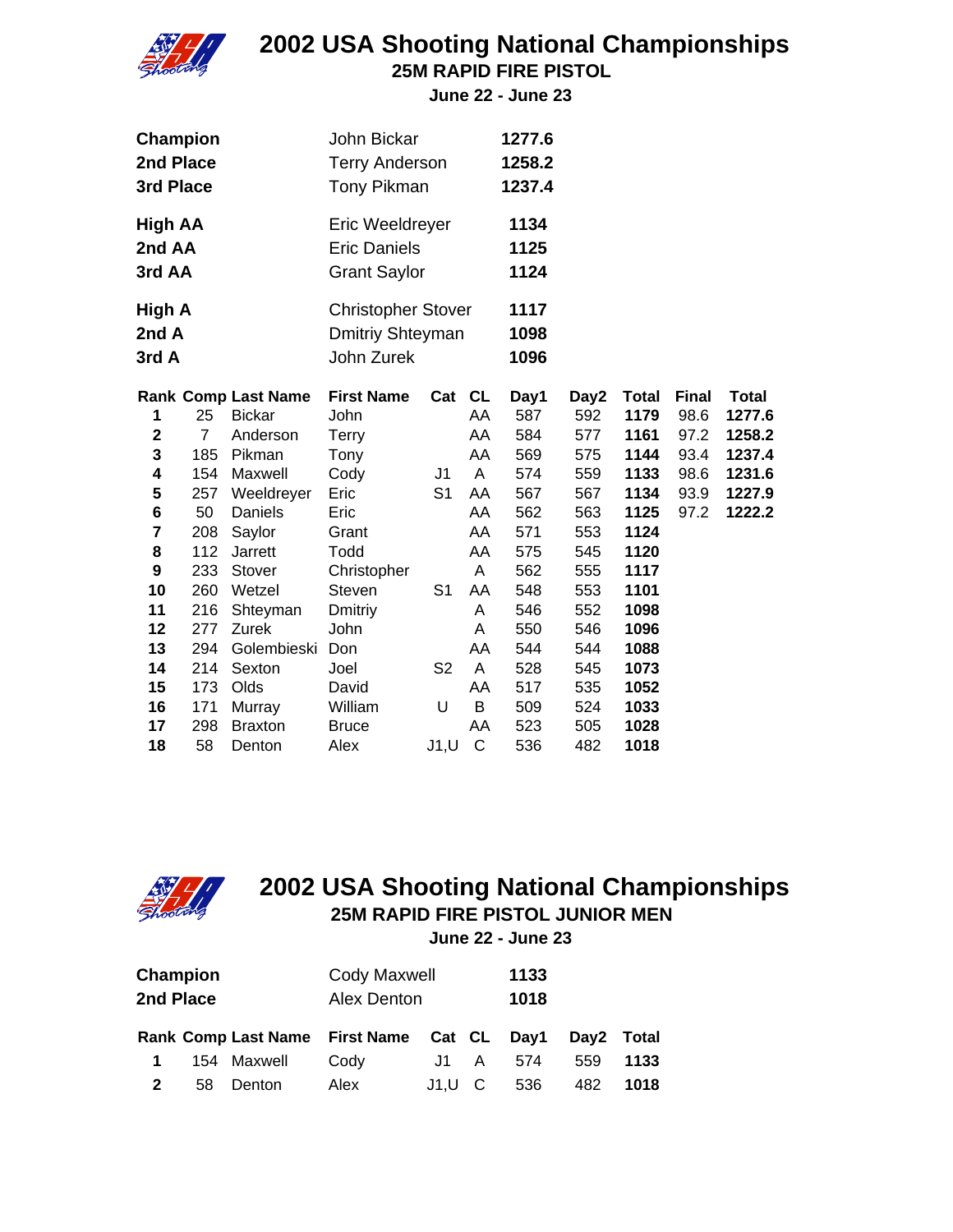# 2002 USA Shooting National Championships

## 25M RAPID FIRE PISTOL

**June 22 - June 23**

| | | |
|---|---|---|
| **Champion** | John Bickar | **1277.6** |
| **2nd Place** | Terry Anderson | **1258.2** |
| **3rd Place** | Tony Pikman | **1237.4** |
| **High AA** | Eric Weeldreyer | **1134** |
| **2nd AA** | Eric Daniels | **1125** |
| **3rd AA** | Grant Saylor | **1124** |
| **High A** | Christopher Stover | **1117** |
| **2nd A** | Dmitriy Shteyman | **1098** |
| **3rd A** | John Zurek | **1096** |

| Rank | Comp | Last Name | First Name | Cat | CL | Day1 | Day2 | Total | Final | Total |
|---|---|---|---|---|---|---|---|---|---|---|
| **1** | 25 | Bickar | John | | AA | 587 | 592 | **1179** | 98.6 | **1277.6** |
| **2** | 7 | Anderson | Terry | | AA | 584 | 577 | **1161** | 97.2 | **1258.2** |
| **3** | 185 | Pikman | Tony | | AA | 569 | 575 | **1144** | 93.4 | **1237.4** |
| **4** | 154 | Maxwell | Cody | J1 | A | 574 | 559 | **1133** | 98.6 | **1231.6** |
| **5** | 257 | Weeldreyer | Eric | S1 | AA | 567 | 567 | **1134** | 93.9 | **1227.9** |
| **6** | 50 | Daniels | Eric | | AA | 562 | 563 | **1125** | 97.2 | **1222.2** |
| **7** | 208 | Saylor | Grant | | AA | 571 | 553 | **1124** | | |
| **8** | 112 | Jarrett | Todd | | AA | 575 | 545 | **1120** | | |
| **9** | 233 | Stover | Christopher | | A | 562 | 555 | **1117** | | |
| **10** | 260 | Wetzel | Steven | S1 | AA | 548 | 553 | **1101** | | |
| **11** | 216 | Shteyman | Dmitriy | | A | 546 | 552 | **1098** | | |
| **12** | 277 | Zurek | John | | A | 550 | 546 | **1096** | | |
| **13** | 294 | Golembieski | Don | | AA | 544 | 544 | **1088** | | |
| **14** | 214 | Sexton | Joel | S2 | A | 528 | 545 | **1073** | | |
| **15** | 173 | Olds | David | | AA | 517 | 535 | **1052** | | |
| **16** | 171 | Murray | William | U | B | 509 | 524 | **1033** | | |
| **17** | 298 | Braxton | Bruce | | AA | 523 | 505 | **1028** | | |
| **18** | 58 | Denton | Alex | J1,U | C | 536 | 482 | **1018** | | |

# 2002 USA Shooting National Championships

## 25M RAPID FIRE PISTOL JUNIOR MEN

**June 22 - June 23**

| | | |
|---|---|---|
| **Champion** | Cody Maxwell | **1133** |
| **2nd Place** | Alex Denton | **1018** |

| Rank | Comp | Last Name | First Name | Cat | CL | Day1 | Day2 | Total |
|---|---|---|---|---|---|---|---|---|
| **1** | 154 | Maxwell | Cody | J1 | A | 574 | 559 | **1133** |
| **2** | 58 | Denton | Alex | J1,U | C | 536 | 482 | **1018** |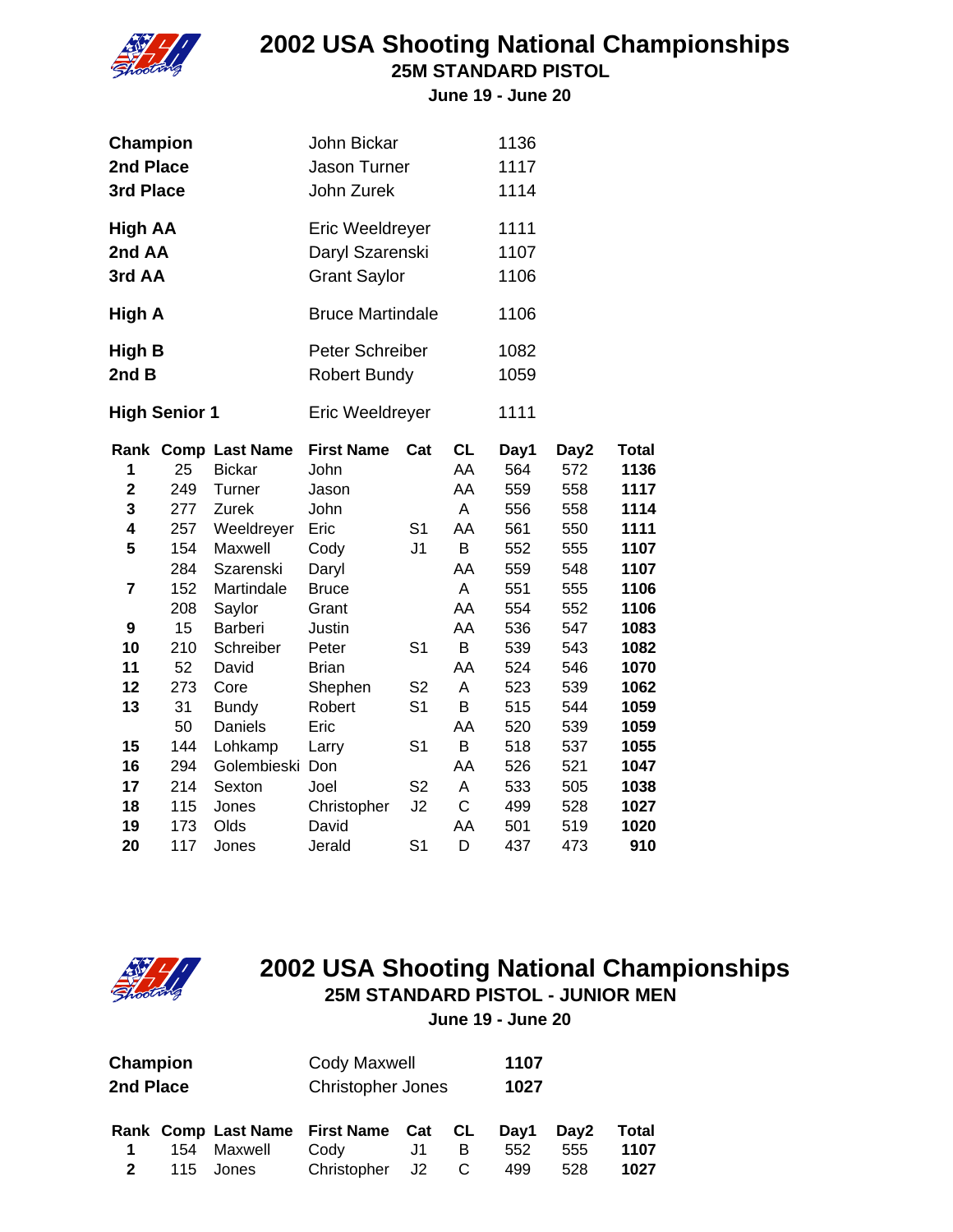# 2002 USA Shooting National Championships

## 25M STANDARD PISTOL

**June 19 - June 20**

| | | |
|---|---|---|
| **Champion** | John Bickar | 1136 |
| **2nd Place** | Jason Turner | 1117 |
| **3rd Place** | John Zurek | 1114 |
| **High AA** | Eric Weeldreyer | 1111 |
| **2nd AA** | Daryl Szarenski | 1107 |
| **3rd AA** | Grant Saylor | 1106 |
| **High A** | Bruce Martindale | 1106 |
| **High B** | Peter Schreiber | 1082 |
| **2nd B** | Robert Bundy | 1059 |
| **High Senior 1** | Eric Weeldreyer | 1111 |

| Rank | Comp | Last Name | First Name | Cat | CL | Day1 | Day2 | Total |
|---|---|---|---|---|---|---|---|---|
| **1** | 25 | Bickar | John | | AA | 564 | 572 | **1136** |
| **2** | 249 | Turner | Jason | | AA | 559 | 558 | **1117** |
| **3** | 277 | Zurek | John | | A | 556 | 558 | **1114** |
| **4** | 257 | Weeldreyer | Eric | S1 | AA | 561 | 550 | **1111** |
| **5** | 154 | Maxwell | Cody | J1 | B | 552 | 555 | **1107** |
| | 284 | Szarenski | Daryl | | AA | 559 | 548 | **1107** |
| **7** | 152 | Martindale | Bruce | | A | 551 | 555 | **1106** |
| | 208 | Saylor | Grant | | AA | 554 | 552 | **1106** |
| **9** | 15 | Barberi | Justin | | AA | 536 | 547 | **1083** |
| **10** | 210 | Schreiber | Peter | S1 | B | 539 | 543 | **1082** |
| **11** | 52 | David | Brian | | AA | 524 | 546 | **1070** |
| **12** | 273 | Core | Shephen | S2 | A | 523 | 539 | **1062** |
| **13** | 31 | Bundy | Robert | S1 | B | 515 | 544 | **1059** |
| | 50 | Daniels | Eric | | AA | 520 | 539 | **1059** |
| **15** | 144 | Lohkamp | Larry | S1 | B | 518 | 537 | **1055** |
| **16** | 294 | Golembieski | Don | | AA | 526 | 521 | **1047** |
| **17** | 214 | Sexton | Joel | S2 | A | 533 | 505 | **1038** |
| **18** | 115 | Jones | Christopher | J2 | C | 499 | 528 | **1027** |
| **19** | 173 | Olds | David | | AA | 501 | 519 | **1020** |
| **20** | 117 | Jones | Jerald | S1 | D | 437 | 473 | **910** |

# 2002 USA Shooting National Championships

## 25M STANDARD PISTOL - JUNIOR MEN

**June 19 - June 20**

| | | |
|---|---|---|
| **Champion** | Cody Maxwell | **1107** |
| **2nd Place** | Christopher Jones | **1027** |

| Rank | Comp | Last Name | First Name | Cat | CL | Day1 | Day2 | Total |
|---|---|---|---|---|---|---|---|---|
| **1** | 154 | Maxwell | Cody | J1 | B | 552 | 555 | **1107** |
| **2** | 115 | Jones | Christopher | J2 | C | 499 | 528 | **1027** |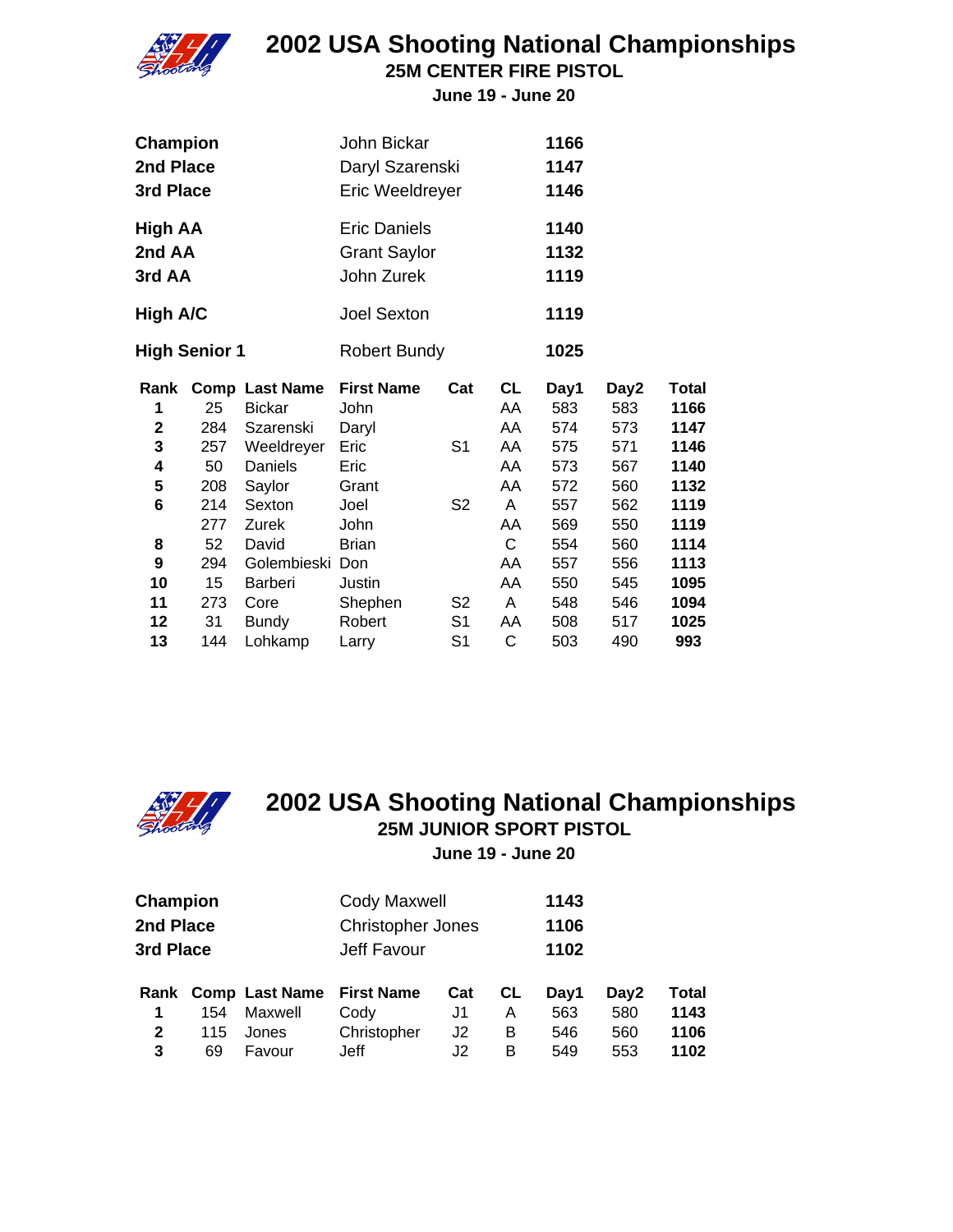# 2002 USA Shooting National Championships

## 25M CENTER FIRE PISTOL

**June 19 - June 20**

| | | |
|---|---|---|
| **Champion** | John Bickar | **1166** |
| **2nd Place** | Daryl Szarenski | **1147** |
| **3rd Place** | Eric Weeldreyer | **1146** |
| **High AA** | Eric Daniels | **1140** |
| **2nd AA** | Grant Saylor | **1132** |
| **3rd AA** | John Zurek | **1119** |
| **High A/C** | Joel Sexton | **1119** |
| **High Senior 1** | Robert Bundy | **1025** |

| Rank | Comp | Last Name | First Name | Cat | CL | Day1 | Day2 | Total |
|---|---|---|---|---|---|---|---|---|
| 1 | 25 | Bickar | John | | AA | 583 | 583 | **1166** |
| 2 | 284 | Szarenski | Daryl | | AA | 574 | 573 | **1147** |
| 3 | 257 | Weeldreyer | Eric | S1 | AA | 575 | 571 | **1146** |
| 4 | 50 | Daniels | Eric | | AA | 573 | 567 | **1140** |
| 5 | 208 | Saylor | Grant | | AA | 572 | 560 | **1132** |
| 6 | 214 | Sexton | Joel | S2 | A | 557 | 562 | **1119** |
| | 277 | Zurek | John | | AA | 569 | 550 | **1119** |
| 8 | 52 | David | Brian | | C | 554 | 560 | **1114** |
| 9 | 294 | Golembieski | Don | | AA | 557 | 556 | **1113** |
| 10 | 15 | Barberi | Justin | | AA | 550 | 545 | **1095** |
| 11 | 273 | Core | Shephen | S2 | A | 548 | 546 | **1094** |
| 12 | 31 | Bundy | Robert | S1 | AA | 508 | 517 | **1025** |
| 13 | 144 | Lohkamp | Larry | S1 | C | 503 | 490 | **993** |

# 2002 USA Shooting National Championships

## 25M JUNIOR SPORT PISTOL

**June 19 - June 20**

| | | |
|---|---|---|
| **Champion** | Cody Maxwell | **1143** |
| **2nd Place** | Christopher Jones | **1106** |
| **3rd Place** | Jeff Favour | **1102** |

| Rank | Comp | Last Name | First Name | Cat | CL | Day1 | Day2 | Total |
|---|---|---|---|---|---|---|---|---|
| 1 | 154 | Maxwell | Cody | J1 | A | 563 | 580 | **1143** |
| 2 | 115 | Jones | Christopher | J2 | B | 546 | 560 | **1106** |
| 3 | 69 | Favour | Jeff | J2 | B | 549 | 553 | **1102** |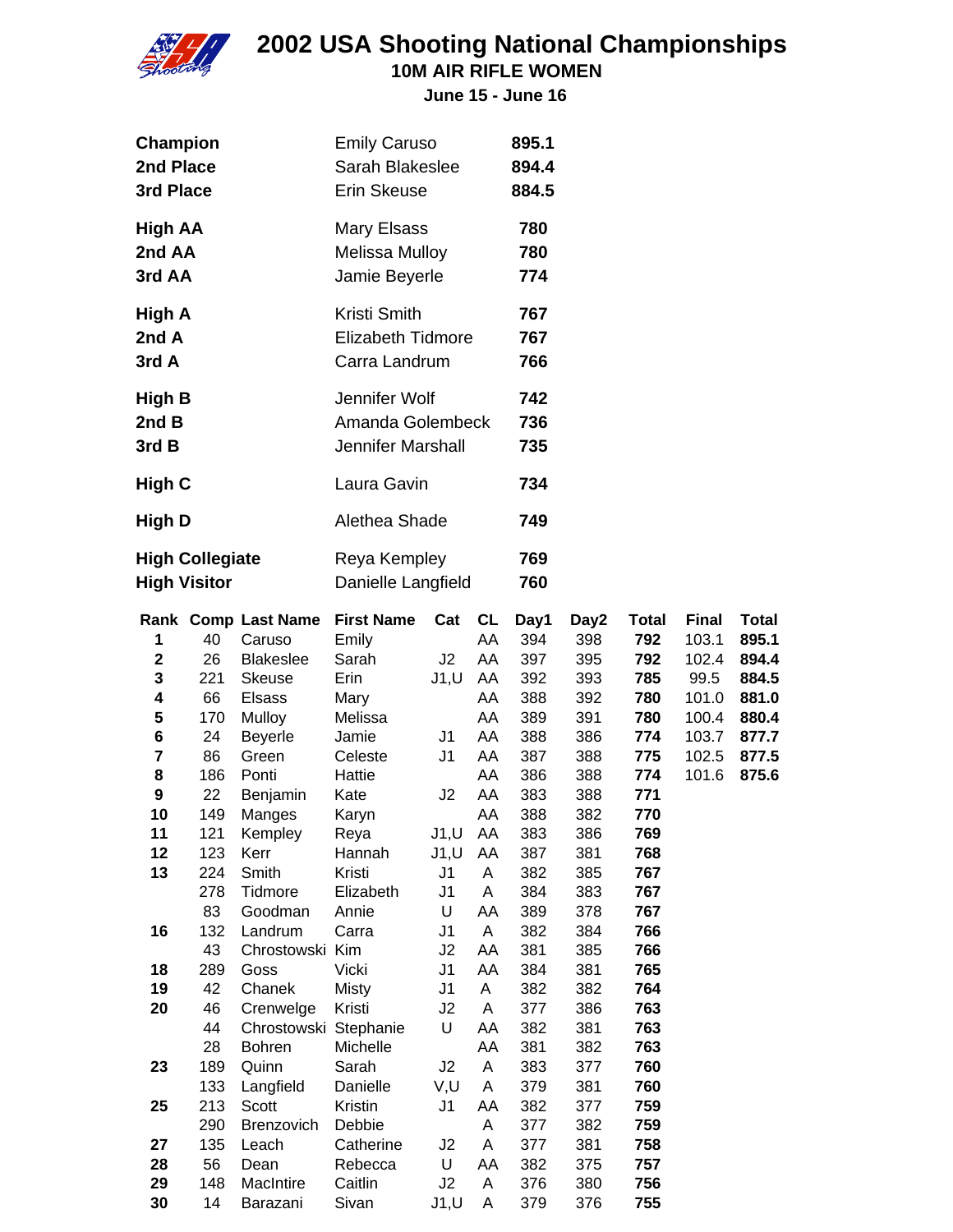# 2002 USA Shooting National Championships

## 10M AIR RIFLE WOMEN

**June 15 - June 16**

| | | |
|---|---|---|
| **Champion** | Emily Caruso | **895.1** |
| **2nd Place** | Sarah Blakeslee | **894.4** |
| **3rd Place** | Erin Skeuse | **884.5** |
| **High AA** | Mary Elsass | **780** |
| **2nd AA** | Melissa Mulloy | **780** |
| **3rd AA** | Jamie Beyerle | **774** |
| **High A** | Kristi Smith | **767** |
| **2nd A** | Elizabeth Tidmore | **767** |
| **3rd A** | Carra Landrum | **766** |
| **High B** | Jennifer Wolf | **742** |
| **2nd B** | Amanda Golembeck | **736** |
| **3rd B** | Jennifer Marshall | **735** |
| **High C** | Laura Gavin | **734** |
| **High D** | Alethea Shade | **749** |
| **High Collegiate** | Reya Kempley | **769** |
| **High Visitor** | Danielle Langfield | **760** |

| Rank | Comp | Last Name | First Name | Cat | CL | Day1 | Day2 | Total | Final | Total |
|---|---|---|---|---|---|---|---|---|---|---|
| **1** | 40 | Caruso | Emily | | AA | 394 | 398 | **792** | 103.1 | **895.1** |
| **2** | 26 | Blakeslee | Sarah | J2 | AA | 397 | 395 | **792** | 102.4 | **894.4** |
| **3** | 221 | Skeuse | Erin | J1,U | AA | 392 | 393 | **785** | 99.5 | **884.5** |
| **4** | 66 | Elsass | Mary | | AA | 388 | 392 | **780** | 101.0 | **881.0** |
| **5** | 170 | Mulloy | Melissa | | AA | 389 | 391 | **780** | 100.4 | **880.4** |
| **6** | 24 | Beyerle | Jamie | J1 | AA | 388 | 386 | **774** | 103.7 | **877.7** |
| **7** | 86 | Green | Celeste | J1 | AA | 387 | 388 | **775** | 102.5 | **877.5** |
| **8** | 186 | Ponti | Hattie | | AA | 386 | 388 | **774** | 101.6 | **875.6** |
| **9** | 22 | Benjamin | Kate | J2 | AA | 383 | 388 | **771** | | |
| **10** | 149 | Manges | Karyn | | AA | 388 | 382 | **770** | | |
| **11** | 121 | Kempley | Reya | J1,U | AA | 383 | 386 | **769** | | |
| **12** | 123 | Kerr | Hannah | J1,U | AA | 387 | 381 | **768** | | |
| **13** | 224 | Smith | Kristi | J1 | A | 382 | 385 | **767** | | |
| | 278 | Tidmore | Elizabeth | J1 | A | 384 | 383 | **767** | | |
| | 83 | Goodman | Annie | U | AA | 389 | 378 | **767** | | |
| **16** | 132 | Landrum | Carra | J1 | A | 382 | 384 | **766** | | |
| | 43 | Chrostowski | Kim | J2 | AA | 381 | 385 | **766** | | |
| **18** | 289 | Goss | Vicki | J1 | AA | 384 | 381 | **765** | | |
| **19** | 42 | Chanek | Misty | J1 | A | 382 | 382 | **764** | | |
| **20** | 46 | Crenwelge | Kristi | J2 | A | 377 | 386 | **763** | | |
| | 44 | Chrostowski | Stephanie | U | AA | 382 | 381 | **763** | | |
| | 28 | Bohren | Michelle | | AA | 381 | 382 | **763** | | |
| **23** | 189 | Quinn | Sarah | J2 | A | 383 | 377 | **760** | | |
| | 133 | Langfield | Danielle | V,U | A | 379 | 381 | **760** | | |
| **25** | 213 | Scott | Kristin | J1 | AA | 382 | 377 | **759** | | |
| | 290 | Brenzovich | Debbie | | A | 377 | 382 | **759** | | |
| **27** | 135 | Leach | Catherine | J2 | A | 377 | 381 | **758** | | |
| **28** | 56 | Dean | Rebecca | U | AA | 382 | 375 | **757** | | |
| **29** | 148 | MacIntire | Caitlin | J2 | A | 376 | 380 | **756** | | |
| **30** | 14 | Barazani | Sivan | J1,U | A | 379 | 376 | **755** | | |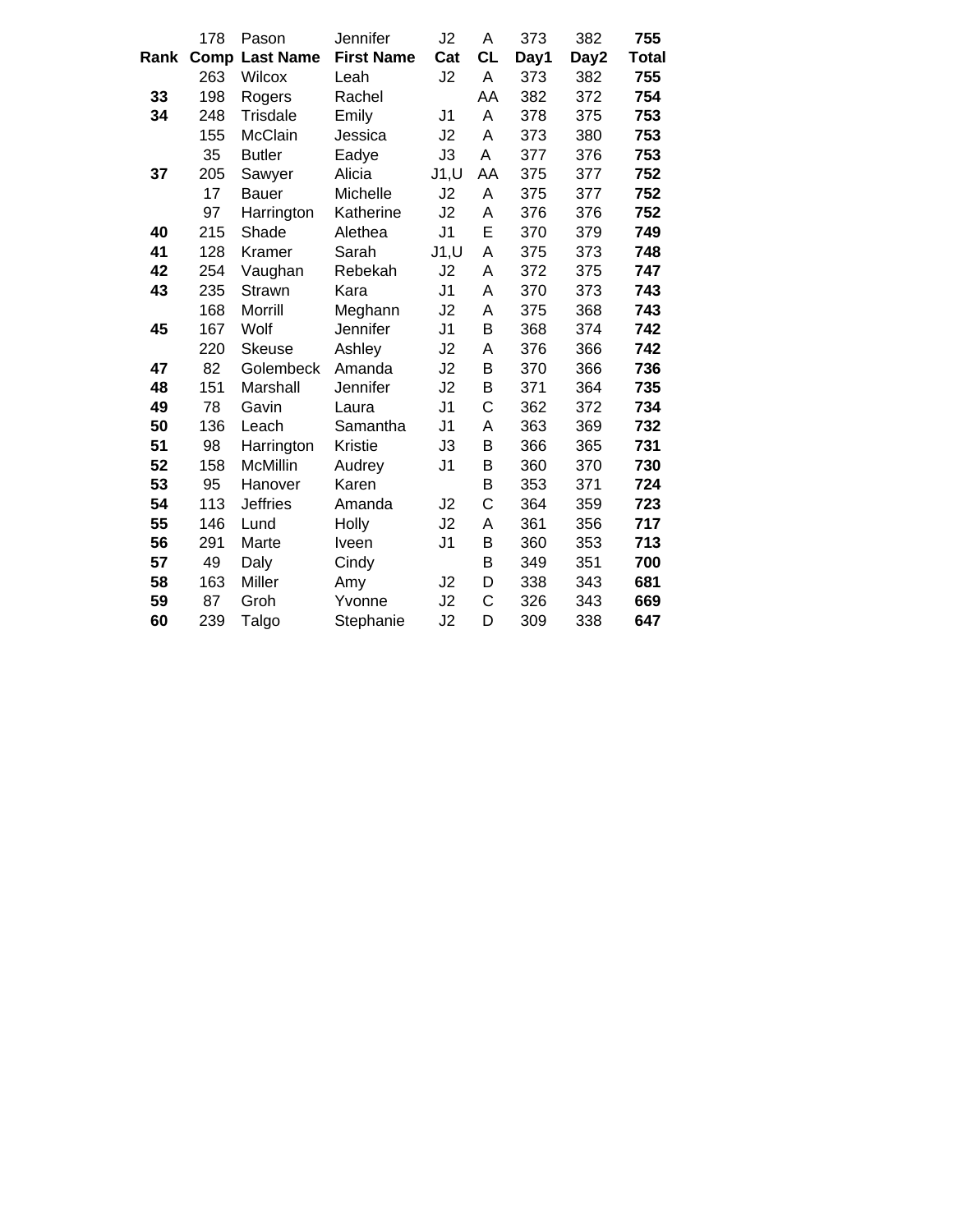|  | 178 | Pason | Jennifer | J2 | A | 373 | 382 | **755** |
|---|---|---|---|---|---|---|---|---|
| **Rank** | **Comp** | **Last Name** | **First Name** | **Cat** | **CL** | **Day1** | **Day2** | **Total** |
|  | 263 | Wilcox | Leah | J2 | A | 373 | 382 | **755** |
| **33** | 198 | Rogers | Rachel |  | AA | 382 | 372 | **754** |
| **34** | 248 | Trisdale | Emily | J1 | A | 378 | 375 | **753** |
|  | 155 | McClain | Jessica | J2 | A | 373 | 380 | **753** |
|  | 35 | Butler | Eadye | J3 | A | 377 | 376 | **753** |
| **37** | 205 | Sawyer | Alicia | J1,U | AA | 375 | 377 | **752** |
|  | 17 | Bauer | Michelle | J2 | A | 375 | 377 | **752** |
|  | 97 | Harrington | Katherine | J2 | A | 376 | 376 | **752** |
| **40** | 215 | Shade | Alethea | J1 | E | 370 | 379 | **749** |
| **41** | 128 | Kramer | Sarah | J1,U | A | 375 | 373 | **748** |
| **42** | 254 | Vaughan | Rebekah | J2 | A | 372 | 375 | **747** |
| **43** | 235 | Strawn | Kara | J1 | A | 370 | 373 | **743** |
|  | 168 | Morrill | Meghann | J2 | A | 375 | 368 | **743** |
| **45** | 167 | Wolf | Jennifer | J1 | B | 368 | 374 | **742** |
|  | 220 | Skeuse | Ashley | J2 | A | 376 | 366 | **742** |
| **47** | 82 | Golembeck | Amanda | J2 | B | 370 | 366 | **736** |
| **48** | 151 | Marshall | Jennifer | J2 | B | 371 | 364 | **735** |
| **49** | 78 | Gavin | Laura | J1 | C | 362 | 372 | **734** |
| **50** | 136 | Leach | Samantha | J1 | A | 363 | 369 | **732** |
| **51** | 98 | Harrington | Kristie | J3 | B | 366 | 365 | **731** |
| **52** | 158 | McMillin | Audrey | J1 | B | 360 | 370 | **730** |
| **53** | 95 | Hanover | Karen |  | B | 353 | 371 | **724** |
| **54** | 113 | Jeffries | Amanda | J2 | C | 364 | 359 | **723** |
| **55** | 146 | Lund | Holly | J2 | A | 361 | 356 | **717** |
| **56** | 291 | Marte | Iveen | J1 | B | 360 | 353 | **713** |
| **57** | 49 | Daly | Cindy |  | B | 349 | 351 | **700** |
| **58** | 163 | Miller | Amy | J2 | D | 338 | 343 | **681** |
| **59** | 87 | Groh | Yvonne | J2 | C | 326 | 343 | **669** |
| **60** | 239 | Talgo | Stephanie | J2 | D | 309 | 338 | **647** |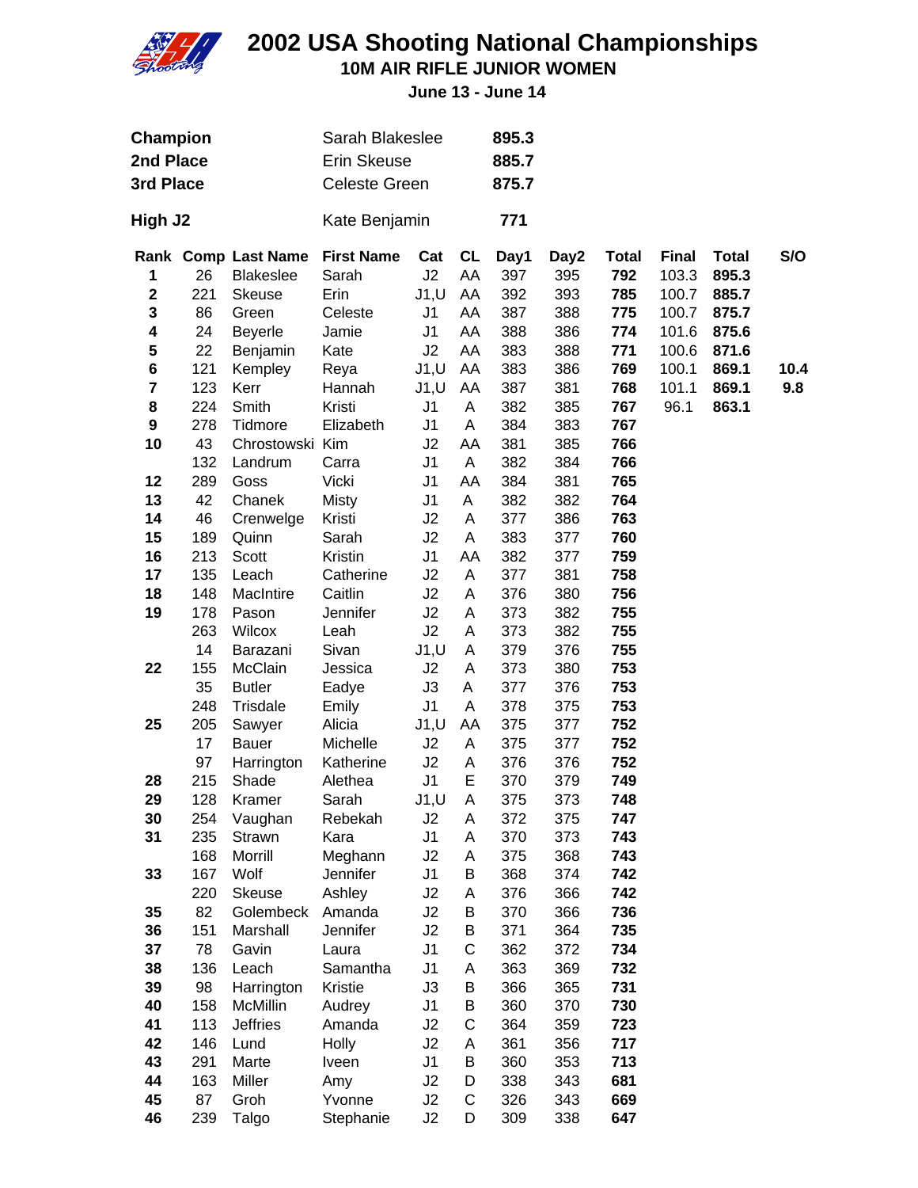# 2002 USA Shooting National Championships

## 10M AIR RIFLE JUNIOR WOMEN

**June 13 - June 14**

| | | |
|---|---|---|
| **Champion** | Sarah Blakeslee | **895.3** |
| **2nd Place** | Erin Skeuse | **885.7** |
| **3rd Place** | Celeste Green | **875.7** |
| **High J2** | Kate Benjamin | **771** |

| Rank | Comp | Last Name | First Name | Cat | CL | Day1 | Day2 | Total | Final | Total | S/O |
|---|---|---|---|---|---|---|---|---|---|---|---|
| **1** | 26 | Blakeslee | Sarah | J2 | AA | 397 | 395 | **792** | 103.3 | **895.3** | |
| **2** | 221 | Skeuse | Erin | J1,U | AA | 392 | 393 | **785** | 100.7 | **885.7** | |
| **3** | 86 | Green | Celeste | J1 | AA | 387 | 388 | **775** | 100.7 | **875.7** | |
| **4** | 24 | Beyerle | Jamie | J1 | AA | 388 | 386 | **774** | 101.6 | **875.6** | |
| **5** | 22 | Benjamin | Kate | J2 | AA | 383 | 388 | **771** | 100.6 | **871.6** | |
| **6** | 121 | Kempley | Reya | J1,U | AA | 383 | 386 | **769** | 100.1 | **869.1** | **10.4** |
| **7** | 123 | Kerr | Hannah | J1,U | AA | 387 | 381 | **768** | 101.1 | **869.1** | **9.8** |
| **8** | 224 | Smith | Kristi | J1 | A | 382 | 385 | **767** | 96.1 | **863.1** | |
| **9** | 278 | Tidmore | Elizabeth | J1 | A | 384 | 383 | **767** | | | |
| **10** | 43 | Chrostowski | Kim | J2 | AA | 381 | 385 | **766** | | | |
| | 132 | Landrum | Carra | J1 | A | 382 | 384 | **766** | | | |
| **12** | 289 | Goss | Vicki | J1 | AA | 384 | 381 | **765** | | | |
| **13** | 42 | Chanek | Misty | J1 | A | 382 | 382 | **764** | | | |
| **14** | 46 | Crenwelge | Kristi | J2 | A | 377 | 386 | **763** | | | |
| **15** | 189 | Quinn | Sarah | J2 | A | 383 | 377 | **760** | | | |
| **16** | 213 | Scott | Kristin | J1 | AA | 382 | 377 | **759** | | | |
| **17** | 135 | Leach | Catherine | J2 | A | 377 | 381 | **758** | | | |
| **18** | 148 | MacIntire | Caitlin | J2 | A | 376 | 380 | **756** | | | |
| **19** | 178 | Pason | Jennifer | J2 | A | 373 | 382 | **755** | | | |
| | 263 | Wilcox | Leah | J2 | A | 373 | 382 | **755** | | | |
| | 14 | Barazani | Sivan | J1,U | A | 379 | 376 | **755** | | | |
| **22** | 155 | McClain | Jessica | J2 | A | 373 | 380 | **753** | | | |
| | 35 | Butler | Eadye | J3 | A | 377 | 376 | **753** | | | |
| | 248 | Trisdale | Emily | J1 | A | 378 | 375 | **753** | | | |
| **25** | 205 | Sawyer | Alicia | J1,U | AA | 375 | 377 | **752** | | | |
| | 17 | Bauer | Michelle | J2 | A | 375 | 377 | **752** | | | |
| | 97 | Harrington | Katherine | J2 | A | 376 | 376 | **752** | | | |
| **28** | 215 | Shade | Alethea | J1 | E | 370 | 379 | **749** | | | |
| **29** | 128 | Kramer | Sarah | J1,U | A | 375 | 373 | **748** | | | |
| **30** | 254 | Vaughan | Rebekah | J2 | A | 372 | 375 | **747** | | | |
| **31** | 235 | Strawn | Kara | J1 | A | 370 | 373 | **743** | | | |
| | 168 | Morrill | Meghann | J2 | A | 375 | 368 | **743** | | | |
| **33** | 167 | Wolf | Jennifer | J1 | B | 368 | 374 | **742** | | | |
| | 220 | Skeuse | Ashley | J2 | A | 376 | 366 | **742** | | | |
| **35** | 82 | Golembeck | Amanda | J2 | B | 370 | 366 | **736** | | | |
| **36** | 151 | Marshall | Jennifer | J2 | B | 371 | 364 | **735** | | | |
| **37** | 78 | Gavin | Laura | J1 | C | 362 | 372 | **734** | | | |
| **38** | 136 | Leach | Samantha | J1 | A | 363 | 369 | **732** | | | |
| **39** | 98 | Harrington | Kristie | J3 | B | 366 | 365 | **731** | | | |
| **40** | 158 | McMillin | Audrey | J1 | B | 360 | 370 | **730** | | | |
| **41** | 113 | Jeffries | Amanda | J2 | C | 364 | 359 | **723** | | | |
| **42** | 146 | Lund | Holly | J2 | A | 361 | 356 | **717** | | | |
| **43** | 291 | Marte | Iveen | J1 | B | 360 | 353 | **713** | | | |
| **44** | 163 | Miller | Amy | J2 | D | 338 | 343 | **681** | | | |
| **45** | 87 | Groh | Yvonne | J2 | C | 326 | 343 | **669** | | | |
| **46** | 239 | Talgo | Stephanie | J2 | D | 309 | 338 | **647** | | | |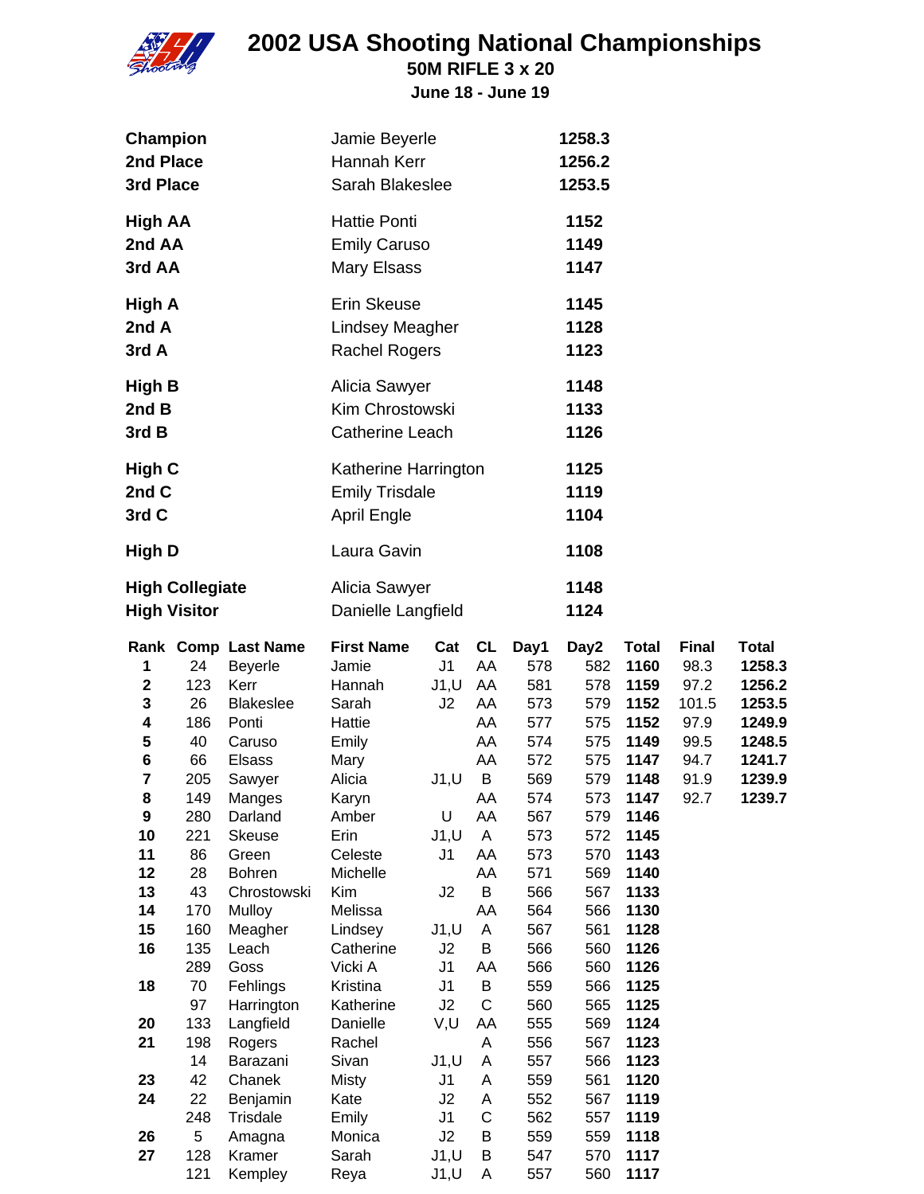# 2002 USA Shooting National Championships

## 50M RIFLE 3 x 20

### June 18 - June 19

| | | |
|---|---|---|
| **Champion** | Jamie Beyerle | **1258.3** |
| **2nd Place** | Hannah Kerr | **1256.2** |
| **3rd Place** | Sarah Blakeslee | **1253.5** |
| **High AA** | Hattie Ponti | **1152** |
| **2nd AA** | Emily Caruso | **1149** |
| **3rd AA** | Mary Elsass | **1147** |
| **High A** | Erin Skeuse | **1145** |
| **2nd A** | Lindsey Meagher | **1128** |
| **3rd A** | Rachel Rogers | **1123** |
| **High B** | Alicia Sawyer | **1148** |
| **2nd B** | Kim Chrostowski | **1133** |
| **3rd B** | Catherine Leach | **1126** |
| **High C** | Katherine Harrington | **1125** |
| **2nd C** | Emily Trisdale | **1119** |
| **3rd C** | April Engle | **1104** |
| **High D** | Laura Gavin | **1108** |
| **High Collegiate** | Alicia Sawyer | **1148** |
| **High Visitor** | Danielle Langfield | **1124** |

| Rank | Comp | Last Name | First Name | Cat | CL | Day1 | Day2 | Total | Final | Total |
|---|---|---|---|---|---|---|---|---|---|---|
| 1 | 24 | Beyerle | Jamie | J1 | AA | 578 | 582 | **1160** | 98.3 | **1258.3** |
| 2 | 123 | Kerr | Hannah | J1,U | AA | 581 | 578 | **1159** | 97.2 | **1256.2** |
| 3 | 26 | Blakeslee | Sarah | J2 | AA | 573 | 579 | **1152** | 101.5 | **1253.5** |
| 4 | 186 | Ponti | Hattie | | AA | 577 | 575 | **1152** | 97.9 | **1249.9** |
| 5 | 40 | Caruso | Emily | | AA | 574 | 575 | **1149** | 99.5 | **1248.5** |
| 6 | 66 | Elsass | Mary | | AA | 572 | 575 | **1147** | 94.7 | **1241.7** |
| 7 | 205 | Sawyer | Alicia | J1,U | B | 569 | 579 | **1148** | 91.9 | **1239.9** |
| 8 | 149 | Manges | Karyn | | AA | 574 | 573 | **1147** | 92.7 | **1239.7** |
| 9 | 280 | Darland | Amber | U | AA | 567 | 579 | **1146** | | |
| 10 | 221 | Skeuse | Erin | J1,U | A | 573 | 572 | **1145** | | |
| 11 | 86 | Green | Celeste | J1 | AA | 573 | 570 | **1143** | | |
| 12 | 28 | Bohren | Michelle | | AA | 571 | 569 | **1140** | | |
| 13 | 43 | Chrostowski | Kim | J2 | B | 566 | 567 | **1133** | | |
| 14 | 170 | Mulloy | Melissa | | AA | 564 | 566 | **1130** | | |
| 15 | 160 | Meagher | Lindsey | J1,U | A | 567 | 561 | **1128** | | |
| 16 | 135 | Leach | Catherine | J2 | B | 566 | 560 | **1126** | | |
| | 289 | Goss | Vicki A | J1 | AA | 566 | 560 | **1126** | | |
| 18 | 70 | Fehlings | Kristina | J1 | B | 559 | 566 | **1125** | | |
| | 97 | Harrington | Katherine | J2 | C | 560 | 565 | **1125** | | |
| 20 | 133 | Langfield | Danielle | V,U | AA | 555 | 569 | **1124** | | |
| 21 | 198 | Rogers | Rachel | | A | 556 | 567 | **1123** | | |
| | 14 | Barazani | Sivan | J1,U | A | 557 | 566 | **1123** | | |
| 23 | 42 | Chanek | Misty | J1 | A | 559 | 561 | **1120** | | |
| 24 | 22 | Benjamin | Kate | J2 | A | 552 | 567 | **1119** | | |
| | 248 | Trisdale | Emily | J1 | C | 562 | 557 | **1119** | | |
| 26 | 5 | Amagna | Monica | J2 | B | 559 | 559 | **1118** | | |
| 27 | 128 | Kramer | Sarah | J1,U | B | 547 | 570 | **1117** | | |
| | 121 | Kempley | Reya | J1,U | A | 557 | 560 | **1117** | | |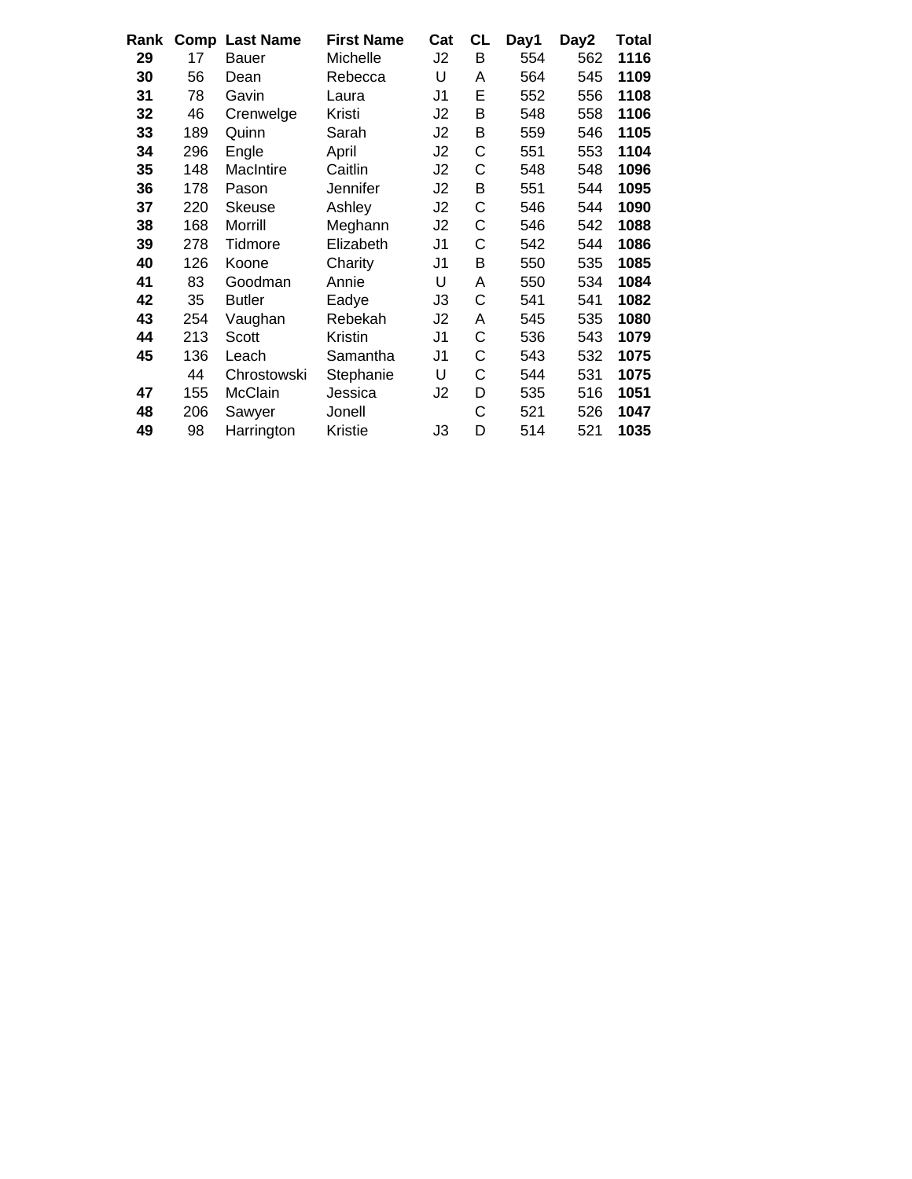| Rank | Comp | Last Name | First Name | Cat | CL | Day1 | Day2 | Total |
|---|---|---|---|---|---|---|---|---|
| **29** | 17 | Bauer | Michelle | J2 | B | 554 | 562 | **1116** |
| **30** | 56 | Dean | Rebecca | U | A | 564 | 545 | **1109** |
| **31** | 78 | Gavin | Laura | J1 | E | 552 | 556 | **1108** |
| **32** | 46 | Crenwelge | Kristi | J2 | B | 548 | 558 | **1106** |
| **33** | 189 | Quinn | Sarah | J2 | B | 559 | 546 | **1105** |
| **34** | 296 | Engle | April | J2 | C | 551 | 553 | **1104** |
| **35** | 148 | MacIntire | Caitlin | J2 | C | 548 | 548 | **1096** |
| **36** | 178 | Pason | Jennifer | J2 | B | 551 | 544 | **1095** |
| **37** | 220 | Skeuse | Ashley | J2 | C | 546 | 544 | **1090** |
| **38** | 168 | Morrill | Meghann | J2 | C | 546 | 542 | **1088** |
| **39** | 278 | Tidmore | Elizabeth | J1 | C | 542 | 544 | **1086** |
| **40** | 126 | Koone | Charity | J1 | B | 550 | 535 | **1085** |
| **41** | 83 | Goodman | Annie | U | A | 550 | 534 | **1084** |
| **42** | 35 | Butler | Eadye | J3 | C | 541 | 541 | **1082** |
| **43** | 254 | Vaughan | Rebekah | J2 | A | 545 | 535 | **1080** |
| **44** | 213 | Scott | Kristin | J1 | C | 536 | 543 | **1079** |
| **45** | 136 | Leach | Samantha | J1 | C | 543 | 532 | **1075** |
| | 44 | Chrostowski | Stephanie | U | C | 544 | 531 | **1075** |
| **47** | 155 | McClain | Jessica | J2 | D | 535 | 516 | **1051** |
| **48** | 206 | Sawyer | Jonell | | C | 521 | 526 | **1047** |
| **49** | 98 | Harrington | Kristie | J3 | D | 514 | 521 | **1035** |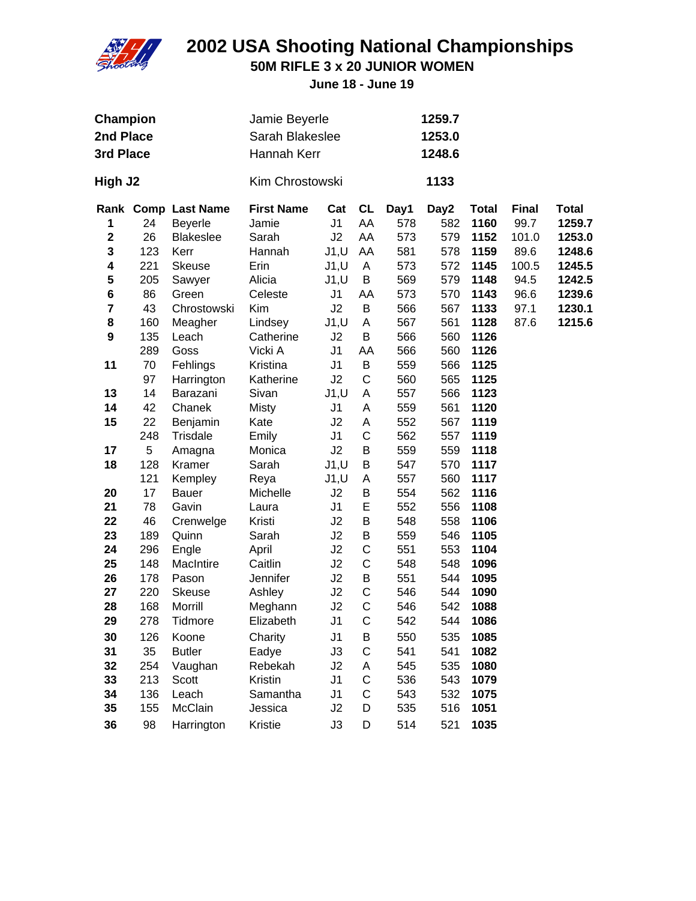# 2002 USA Shooting National Championships

## 50M RIFLE 3 x 20 JUNIOR WOMEN

**June 18 - June 19**

| | | |
|---|---|---|
| **Champion** | Jamie Beyerle | **1259.7** |
| **2nd Place** | Sarah Blakeslee | **1253.0** |
| **3rd Place** | Hannah Kerr | **1248.6** |
| **High J2** | Kim Chrostowski | **1133** |

| Rank | Comp | Last Name | First Name | Cat | CL | Day1 | Day2 | Total | Final | Total |
|---|---|---|---|---|---|---|---|---|---|---|
| **1** | 24 | Beyerle | Jamie | J1 | AA | 578 | 582 | **1160** | 99.7 | **1259.7** |
| **2** | 26 | Blakeslee | Sarah | J2 | AA | 573 | 579 | **1152** | 101.0 | **1253.0** |
| **3** | 123 | Kerr | Hannah | J1,U | AA | 581 | 578 | **1159** | 89.6 | **1248.6** |
| **4** | 221 | Skeuse | Erin | J1,U | A | 573 | 572 | **1145** | 100.5 | **1245.5** |
| **5** | 205 | Sawyer | Alicia | J1,U | B | 569 | 579 | **1148** | 94.5 | **1242.5** |
| **6** | 86 | Green | Celeste | J1 | AA | 573 | 570 | **1143** | 96.6 | **1239.6** |
| **7** | 43 | Chrostowski | Kim | J2 | B | 566 | 567 | **1133** | 97.1 | **1230.1** |
| **8** | 160 | Meagher | Lindsey | J1,U | A | 567 | 561 | **1128** | 87.6 | **1215.6** |
| **9** | 135 | Leach | Catherine | J2 | B | 566 | 560 | **1126** | | |
| | 289 | Goss | Vicki A | J1 | AA | 566 | 560 | **1126** | | |
| **11** | 70 | Fehlings | Kristina | J1 | B | 559 | 566 | **1125** | | |
| | 97 | Harrington | Katherine | J2 | C | 560 | 565 | **1125** | | |
| **13** | 14 | Barazani | Sivan | J1,U | A | 557 | 566 | **1123** | | |
| **14** | 42 | Chanek | Misty | J1 | A | 559 | 561 | **1120** | | |
| **15** | 22 | Benjamin | Kate | J2 | A | 552 | 567 | **1119** | | |
| | 248 | Trisdale | Emily | J1 | C | 562 | 557 | **1119** | | |
| **17** | 5 | Amagna | Monica | J2 | B | 559 | 559 | **1118** | | |
| **18** | 128 | Kramer | Sarah | J1,U | B | 547 | 570 | **1117** | | |
| | 121 | Kempley | Reya | J1,U | A | 557 | 560 | **1117** | | |
| **20** | 17 | Bauer | Michelle | J2 | B | 554 | 562 | **1116** | | |
| **21** | 78 | Gavin | Laura | J1 | E | 552 | 556 | **1108** | | |
| **22** | 46 | Crenwelge | Kristi | J2 | B | 548 | 558 | **1106** | | |
| **23** | 189 | Quinn | Sarah | J2 | B | 559 | 546 | **1105** | | |
| **24** | 296 | Engle | April | J2 | C | 551 | 553 | **1104** | | |
| **25** | 148 | MacIntire | Caitlin | J2 | C | 548 | 548 | **1096** | | |
| **26** | 178 | Pason | Jennifer | J2 | B | 551 | 544 | **1095** | | |
| **27** | 220 | Skeuse | Ashley | J2 | C | 546 | 544 | **1090** | | |
| **28** | 168 | Morrill | Meghann | J2 | C | 546 | 542 | **1088** | | |
| **29** | 278 | Tidmore | Elizabeth | J1 | C | 542 | 544 | **1086** | | |
| **30** | 126 | Koone | Charity | J1 | B | 550 | 535 | **1085** | | |
| **31** | 35 | Butler | Eadye | J3 | C | 541 | 541 | **1082** | | |
| **32** | 254 | Vaughan | Rebekah | J2 | A | 545 | 535 | **1080** | | |
| **33** | 213 | Scott | Kristin | J1 | C | 536 | 543 | **1079** | | |
| **34** | 136 | Leach | Samantha | J1 | C | 543 | 532 | **1075** | | |
| **35** | 155 | McClain | Jessica | J2 | D | 535 | 516 | **1051** | | |
| **36** | 98 | Harrington | Kristie | J3 | D | 514 | 521 | **1035** | | |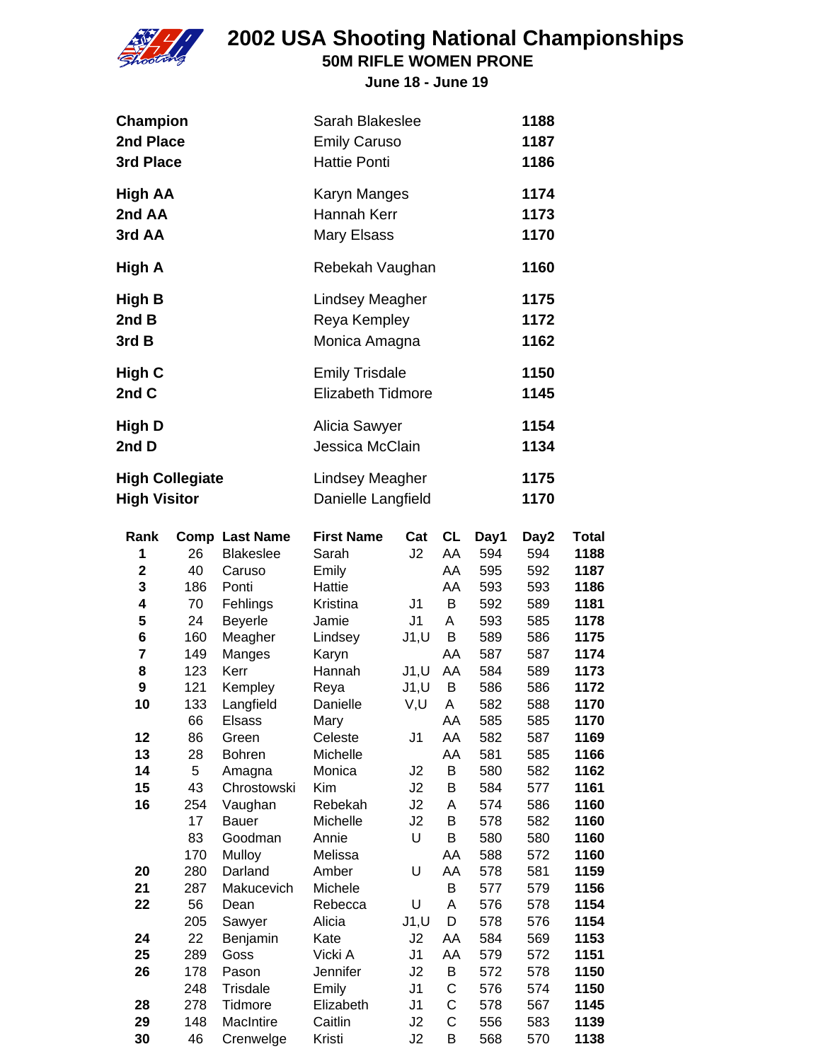# 2002 USA Shooting National Championships

## 50M RIFLE WOMEN PRONE

**June 18 - June 19**

| | | |
|---|---|---|
| **Champion** | Sarah Blakeslee | **1188** |
| **2nd Place** | Emily Caruso | **1187** |
| **3rd Place** | Hattie Ponti | **1186** |
| **High AA** | Karyn Manges | **1174** |
| **2nd AA** | Hannah Kerr | **1173** |
| **3rd AA** | Mary Elsass | **1170** |
| **High A** | Rebekah Vaughan | **1160** |
| **High B** | Lindsey Meagher | **1175** |
| **2nd B** | Reya Kempley | **1172** |
| **3rd B** | Monica Amagna | **1162** |
| **High C** | Emily Trisdale | **1150** |
| **2nd C** | Elizabeth Tidmore | **1145** |
| **High D** | Alicia Sawyer | **1154** |
| **2nd D** | Jessica McClain | **1134** |
| **High Collegiate** | Lindsey Meagher | **1175** |
| **High Visitor** | Danielle Langfield | **1170** |

| Rank | Comp | Last Name | First Name | Cat | CL | Day1 | Day2 | Total |
|---|---|---|---|---|---|---|---|---|
| **1** | 26 | Blakeslee | Sarah | J2 | AA | 594 | 594 | **1188** |
| **2** | 40 | Caruso | Emily | | AA | 595 | 592 | **1187** |
| **3** | 186 | Ponti | Hattie | | AA | 593 | 593 | **1186** |
| **4** | 70 | Fehlings | Kristina | J1 | B | 592 | 589 | **1181** |
| **5** | 24 | Beyerle | Jamie | J1 | A | 593 | 585 | **1178** |
| **6** | 160 | Meagher | Lindsey | J1,U | B | 589 | 586 | **1175** |
| **7** | 149 | Manges | Karyn | | AA | 587 | 587 | **1174** |
| **8** | 123 | Kerr | Hannah | J1,U | AA | 584 | 589 | **1173** |
| **9** | 121 | Kempley | Reya | J1,U | B | 586 | 586 | **1172** |
| **10** | 133 | Langfield | Danielle | V,U | A | 582 | 588 | **1170** |
| | 66 | Elsass | Mary | | AA | 585 | 585 | **1170** |
| **12** | 86 | Green | Celeste | J1 | AA | 582 | 587 | **1169** |
| **13** | 28 | Bohren | Michelle | | AA | 581 | 585 | **1166** |
| **14** | 5 | Amagna | Monica | J2 | B | 580 | 582 | **1162** |
| **15** | 43 | Chrostowski | Kim | J2 | B | 584 | 577 | **1161** |
| **16** | 254 | Vaughan | Rebekah | J2 | A | 574 | 586 | **1160** |
| | 17 | Bauer | Michelle | J2 | B | 578 | 582 | **1160** |
| | 83 | Goodman | Annie | U | B | 580 | 580 | **1160** |
| | 170 | Mulloy | Melissa | | AA | 588 | 572 | **1160** |
| **20** | 280 | Darland | Amber | U | AA | 578 | 581 | **1159** |
| **21** | 287 | Makucevich | Michele | | B | 577 | 579 | **1156** |
| **22** | 56 | Dean | Rebecca | U | A | 576 | 578 | **1154** |
| | 205 | Sawyer | Alicia | J1,U | D | 578 | 576 | **1154** |
| **24** | 22 | Benjamin | Kate | J2 | AA | 584 | 569 | **1153** |
| **25** | 289 | Goss | Vicki A | J1 | AA | 579 | 572 | **1151** |
| **26** | 178 | Pason | Jennifer | J2 | B | 572 | 578 | **1150** |
| | 248 | Trisdale | Emily | J1 | C | 576 | 574 | **1150** |
| **28** | 278 | Tidmore | Elizabeth | J1 | C | 578 | 567 | **1145** |
| **29** | 148 | MacIntire | Caitlin | J2 | C | 556 | 583 | **1139** |
| **30** | 46 | Crenwelge | Kristi | J2 | B | 568 | 570 | **1138** |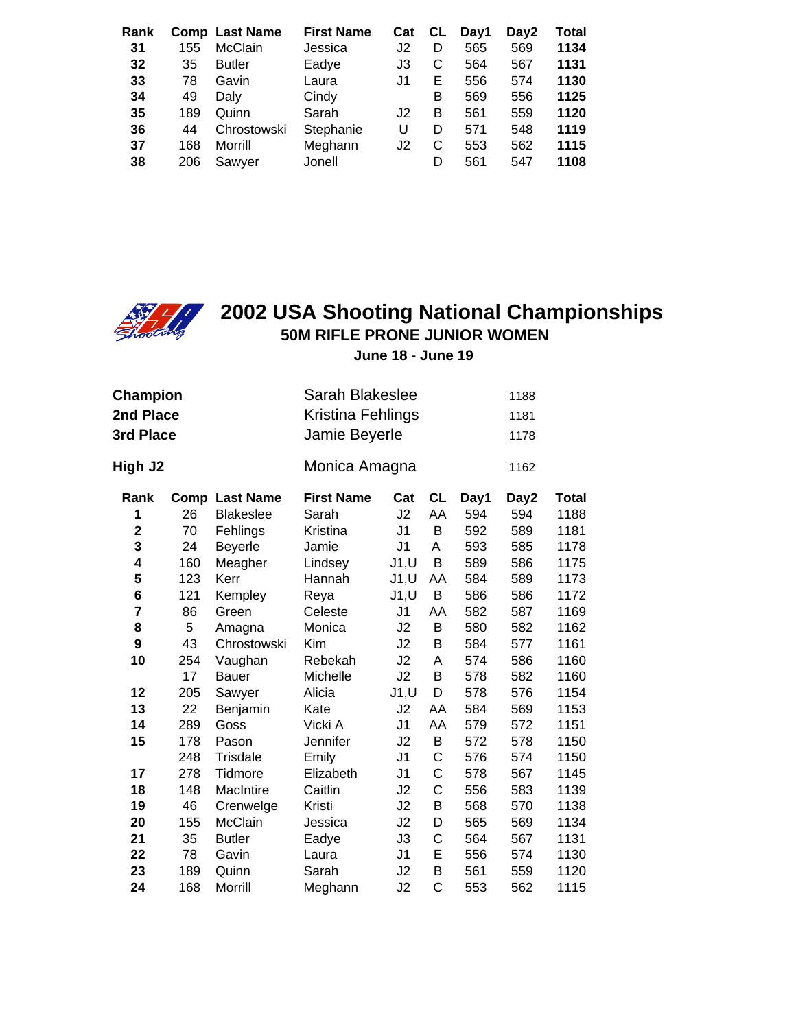| Rank | Comp | Last Name | First Name | Cat | CL | Day1 | Day2 | Total |
|---|---|---|---|---|---|---|---|---|
| **31** | 155 | McClain | Jessica | J2 | D | 565 | 569 | **1134** |
| **32** | 35 | Butler | Eadye | J3 | C | 564 | 567 | **1131** |
| **33** | 78 | Gavin | Laura | J1 | E | 556 | 574 | **1130** |
| **34** | 49 | Daly | Cindy | | B | 569 | 556 | **1125** |
| **35** | 189 | Quinn | Sarah | J2 | B | 561 | 559 | **1120** |
| **36** | 44 | Chrostowski | Stephanie | U | D | 571 | 548 | **1119** |
| **37** | 168 | Morrill | Meghann | J2 | C | 553 | 562 | **1115** |
| **38** | 206 | Sawyer | Jonell | | D | 561 | 547 | **1108** |

# 2002 USA Shooting National Championships

## 50M RIFLE PRONE JUNIOR WOMEN

**June 18 - June 19**

| | | |
|---|---|---|
| **Champion** | Sarah Blakeslee | 1188 |
| **2nd Place** | Kristina Fehlings | 1181 |
| **3rd Place** | Jamie Beyerle | 1178 |
| **High J2** | Monica Amagna | 1162 |

| Rank | Comp | Last Name | First Name | Cat | CL | Day1 | Day2 | Total |
|---|---|---|---|---|---|---|---|---|
| **1** | 26 | Blakeslee | Sarah | J2 | AA | 594 | 594 | 1188 |
| **2** | 70 | Fehlings | Kristina | J1 | B | 592 | 589 | 1181 |
| **3** | 24 | Beyerle | Jamie | J1 | A | 593 | 585 | 1178 |
| **4** | 160 | Meagher | Lindsey | J1,U | B | 589 | 586 | 1175 |
| **5** | 123 | Kerr | Hannah | J1,U | AA | 584 | 589 | 1173 |
| **6** | 121 | Kempley | Reya | J1,U | B | 586 | 586 | 1172 |
| **7** | 86 | Green | Celeste | J1 | AA | 582 | 587 | 1169 |
| **8** | 5 | Amagna | Monica | J2 | B | 580 | 582 | 1162 |
| **9** | 43 | Chrostowski | Kim | J2 | B | 584 | 577 | 1161 |
| **10** | 254 | Vaughan | Rebekah | J2 | A | 574 | 586 | 1160 |
| | 17 | Bauer | Michelle | J2 | B | 578 | 582 | 1160 |
| **12** | 205 | Sawyer | Alicia | J1,U | D | 578 | 576 | 1154 |
| **13** | 22 | Benjamin | Kate | J2 | AA | 584 | 569 | 1153 |
| **14** | 289 | Goss | Vicki A | J1 | AA | 579 | 572 | 1151 |
| **15** | 178 | Pason | Jennifer | J2 | B | 572 | 578 | 1150 |
| | 248 | Trisdale | Emily | J1 | C | 576 | 574 | 1150 |
| **17** | 278 | Tidmore | Elizabeth | J1 | C | 578 | 567 | 1145 |
| **18** | 148 | MacIntire | Caitlin | J2 | C | 556 | 583 | 1139 |
| **19** | 46 | Crenwelge | Kristi | J2 | B | 568 | 570 | 1138 |
| **20** | 155 | McClain | Jessica | J2 | D | 565 | 569 | 1134 |
| **21** | 35 | Butler | Eadye | J3 | C | 564 | 567 | 1131 |
| **22** | 78 | Gavin | Laura | J1 | E | 556 | 574 | 1130 |
| **23** | 189 | Quinn | Sarah | J2 | B | 561 | 559 | 1120 |
| **24** | 168 | Morrill | Meghann | J2 | C | 553 | 562 | 1115 |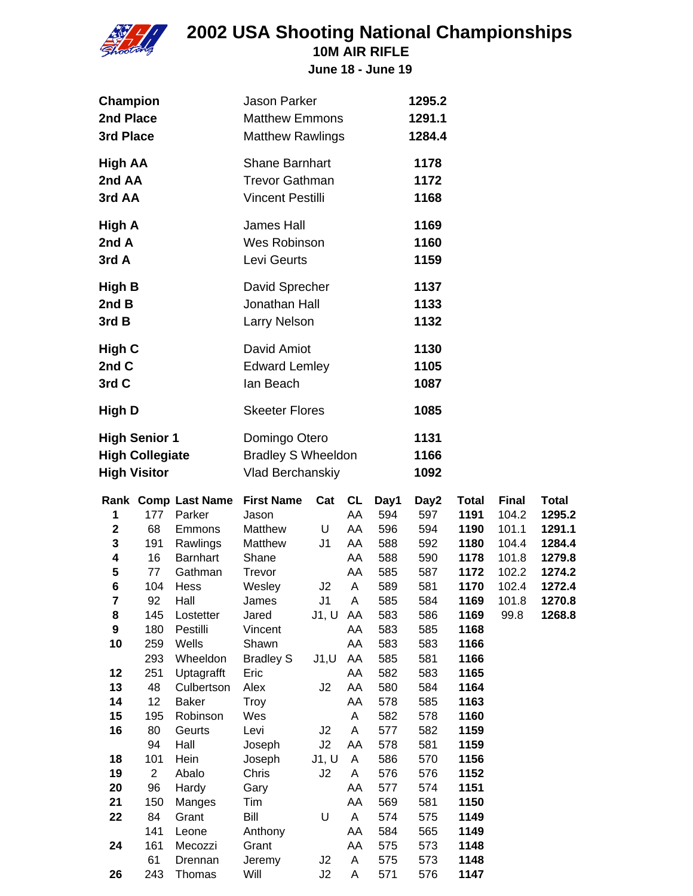# 2002 USA Shooting National Championships

## 10M AIR RIFLE

**June 18 - June 19**

| | | |
|---|---|---|
| **Champion** | Jason Parker | **1295.2** |
| **2nd Place** | Matthew Emmons | **1291.1** |
| **3rd Place** | Matthew Rawlings | **1284.4** |
| **High AA** | Shane Barnhart | **1178** |
| **2nd AA** | Trevor Gathman | **1172** |
| **3rd AA** | Vincent Pestilli | **1168** |
| **High A** | James Hall | **1169** |
| **2nd A** | Wes Robinson | **1160** |
| **3rd A** | Levi Geurts | **1159** |
| **High B** | David Sprecher | **1137** |
| **2nd B** | Jonathan Hall | **1133** |
| **3rd B** | Larry Nelson | **1132** |
| **High C** | David Amiot | **1130** |
| **2nd C** | Edward Lemley | **1105** |
| **3rd C** | Ian Beach | **1087** |
| **High D** | Skeeter Flores | **1085** |
| **High Senior 1** | Domingo Otero | **1131** |
| **High Collegiate** | Bradley S Wheeldon | **1166** |
| **High Visitor** | Vlad Berchanskiy | **1092** |

| Rank | Comp | Last Name | First Name | Cat | CL | Day1 | Day2 | Total | Final | Total |
|---|---|---|---|---|---|---|---|---|---|---|
| **1** | 177 | Parker | Jason | | AA | 594 | 597 | **1191** | 104.2 | **1295.2** |
| **2** | 68 | Emmons | Matthew | U | AA | 596 | 594 | **1190** | 101.1 | **1291.1** |
| **3** | 191 | Rawlings | Matthew | J1 | AA | 588 | 592 | **1180** | 104.4 | **1284.4** |
| **4** | 16 | Barnhart | Shane | | AA | 588 | 590 | **1178** | 101.8 | **1279.8** |
| **5** | 77 | Gathman | Trevor | | AA | 585 | 587 | **1172** | 102.2 | **1274.2** |
| **6** | 104 | Hess | Wesley | J2 | A | 589 | 581 | **1170** | 102.4 | **1272.4** |
| **7** | 92 | Hall | James | J1 | A | 585 | 584 | **1169** | 101.8 | **1270.8** |
| **8** | 145 | Lostetter | Jared | J1, U | AA | 583 | 586 | **1169** | 99.8 | **1268.8** |
| **9** | 180 | Pestilli | Vincent | | AA | 583 | 585 | **1168** | | |
| **10** | 259 | Wells | Shawn | | AA | 583 | 583 | **1166** | | |
| | 293 | Wheeldon | Bradley S | J1,U | AA | 585 | 581 | **1166** | | |
| **12** | 251 | Uptagrafft | Eric | | AA | 582 | 583 | **1165** | | |
| **13** | 48 | Culbertson | Alex | J2 | AA | 580 | 584 | **1164** | | |
| **14** | 12 | Baker | Troy | | AA | 578 | 585 | **1163** | | |
| **15** | 195 | Robinson | Wes | | A | 582 | 578 | **1160** | | |
| **16** | 80 | Geurts | Levi | J2 | A | 577 | 582 | **1159** | | |
| | 94 | Hall | Joseph | J2 | AA | 578 | 581 | **1159** | | |
| **18** | 101 | Hein | Joseph | J1, U | A | 586 | 570 | **1156** | | |
| **19** | 2 | Abalo | Chris | J2 | A | 576 | 576 | **1152** | | |
| **20** | 96 | Hardy | Gary | | AA | 577 | 574 | **1151** | | |
| **21** | 150 | Manges | Tim | | AA | 569 | 581 | **1150** | | |
| **22** | 84 | Grant | Bill | U | A | 574 | 575 | **1149** | | |
| | 141 | Leone | Anthony | | AA | 584 | 565 | **1149** | | |
| **24** | 161 | Mecozzi | Grant | | AA | 575 | 573 | **1148** | | |
| | 61 | Drennan | Jeremy | J2 | A | 575 | 573 | **1148** | | |
| **26** | 243 | Thomas | Will | J2 | A | 571 | 576 | **1147** | | |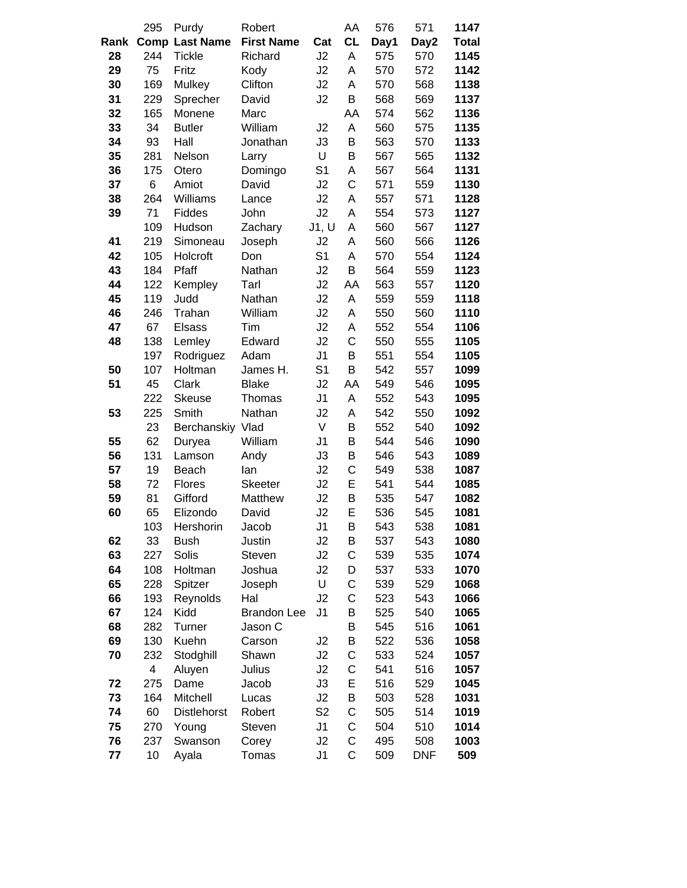|  | 295 | Purdy | Robert |  | AA | 576 | 571 | **1147** |
|---|---|---|---|---|---|---|---|---|
| **Rank** | **Comp** | **Last Name** | **First Name** | **Cat** | **CL** | **Day1** | **Day2** | **Total** |
| **28** | 244 | Tickle | Richard | J2 | A | 575 | 570 | **1145** |
| **29** | 75 | Fritz | Kody | J2 | A | 570 | 572 | **1142** |
| **30** | 169 | Mulkey | Clifton | J2 | A | 570 | 568 | **1138** |
| **31** | 229 | Sprecher | David | J2 | B | 568 | 569 | **1137** |
| **32** | 165 | Monene | Marc |  | AA | 574 | 562 | **1136** |
| **33** | 34 | Butler | William | J2 | A | 560 | 575 | **1135** |
| **34** | 93 | Hall | Jonathan | J3 | B | 563 | 570 | **1133** |
| **35** | 281 | Nelson | Larry | U | B | 567 | 565 | **1132** |
| **36** | 175 | Otero | Domingo | S1 | A | 567 | 564 | **1131** |
| **37** | 6 | Amiot | David | J2 | C | 571 | 559 | **1130** |
| **38** | 264 | Williams | Lance | J2 | A | 557 | 571 | **1128** |
| **39** | 71 | Fiddes | John | J2 | A | 554 | 573 | **1127** |
|  | 109 | Hudson | Zachary | J1, U | A | 560 | 567 | **1127** |
| **41** | 219 | Simoneau | Joseph | J2 | A | 560 | 566 | **1126** |
| **42** | 105 | Holcroft | Don | S1 | A | 570 | 554 | **1124** |
| **43** | 184 | Pfaff | Nathan | J2 | B | 564 | 559 | **1123** |
| **44** | 122 | Kempley | Tarl | J2 | AA | 563 | 557 | **1120** |
| **45** | 119 | Judd | Nathan | J2 | A | 559 | 559 | **1118** |
| **46** | 246 | Trahan | William | J2 | A | 550 | 560 | **1110** |
| **47** | 67 | Elsass | Tim | J2 | A | 552 | 554 | **1106** |
| **48** | 138 | Lemley | Edward | J2 | C | 550 | 555 | **1105** |
|  | 197 | Rodriguez | Adam | J1 | B | 551 | 554 | **1105** |
| **50** | 107 | Holtman | James H. | S1 | B | 542 | 557 | **1099** |
| **51** | 45 | Clark | Blake | J2 | AA | 549 | 546 | **1095** |
|  | 222 | Skeuse | Thomas | J1 | A | 552 | 543 | **1095** |
| **53** | 225 | Smith | Nathan | J2 | A | 542 | 550 | **1092** |
|  | 23 | Berchanskiy | Vlad | V | B | 552 | 540 | **1092** |
| **55** | 62 | Duryea | William | J1 | B | 544 | 546 | **1090** |
| **56** | 131 | Lamson | Andy | J3 | B | 546 | 543 | **1089** |
| **57** | 19 | Beach | Ian | J2 | C | 549 | 538 | **1087** |
| **58** | 72 | Flores | Skeeter | J2 | E | 541 | 544 | **1085** |
| **59** | 81 | Gifford | Matthew | J2 | B | 535 | 547 | **1082** |
| **60** | 65 | Elizondo | David | J2 | E | 536 | 545 | **1081** |
|  | 103 | Hershorin | Jacob | J1 | B | 543 | 538 | **1081** |
| **62** | 33 | Bush | Justin | J2 | B | 537 | 543 | **1080** |
| **63** | 227 | Solis | Steven | J2 | C | 539 | 535 | **1074** |
| **64** | 108 | Holtman | Joshua | J2 | D | 537 | 533 | **1070** |
| **65** | 228 | Spitzer | Joseph | U | C | 539 | 529 | **1068** |
| **66** | 193 | Reynolds | Hal | J2 | C | 523 | 543 | **1066** |
| **67** | 124 | Kidd | Brandon Lee | J1 | B | 525 | 540 | **1065** |
| **68** | 282 | Turner | Jason C |  | B | 545 | 516 | **1061** |
| **69** | 130 | Kuehn | Carson | J2 | B | 522 | 536 | **1058** |
| **70** | 232 | Stodghill | Shawn | J2 | C | 533 | 524 | **1057** |
|  | 4 | Aluyen | Julius | J2 | C | 541 | 516 | **1057** |
| **72** | 275 | Dame | Jacob | J3 | E | 516 | 529 | **1045** |
| **73** | 164 | Mitchell | Lucas | J2 | B | 503 | 528 | **1031** |
| **74** | 60 | Distlehorst | Robert | S2 | C | 505 | 514 | **1019** |
| **75** | 270 | Young | Steven | J1 | C | 504 | 510 | **1014** |
| **76** | 237 | Swanson | Corey | J2 | C | 495 | 508 | **1003** |
| **77** | 10 | Ayala | Tomas | J1 | C | 509 | DNF | **509** |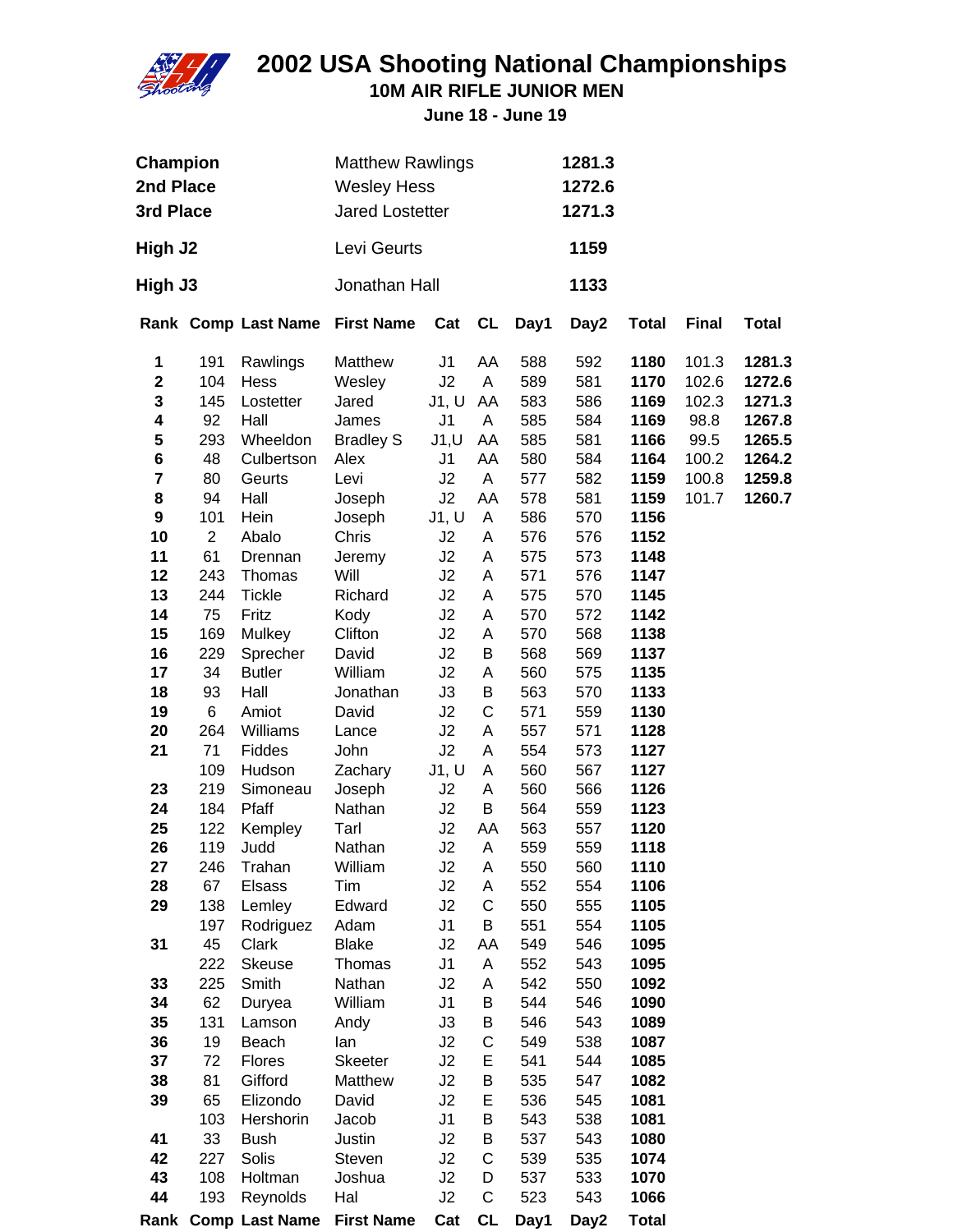# 2002 USA Shooting National Championships

## 10M AIR RIFLE JUNIOR MEN

### June 18 - June 19

| | | |
|---|---|---|
| **Champion** | Matthew Rawlings | **1281.3** |
| **2nd Place** | Wesley Hess | **1272.6** |
| **3rd Place** | Jared Lostetter | **1271.3** |
| **High J2** | Levi Geurts | **1159** |
| **High J3** | Jonathan Hall | **1133** |

| Rank | Comp | Last Name | First Name | Cat | CL | Day1 | Day2 | Total | Final | Total |
|---|---|---|---|---|---|---|---|---|---|---|
| **1** | 191 | Rawlings | Matthew | J1 | AA | 588 | 592 | **1180** | 101.3 | **1281.3** |
| **2** | 104 | Hess | Wesley | J2 | A | 589 | 581 | **1170** | 102.6 | **1272.6** |
| **3** | 145 | Lostetter | Jared | J1, U | AA | 583 | 586 | **1169** | 102.3 | **1271.3** |
| **4** | 92 | Hall | James | J1 | A | 585 | 584 | **1169** | 98.8 | **1267.8** |
| **5** | 293 | Wheeldon | Bradley S | J1,U | AA | 585 | 581 | **1166** | 99.5 | **1265.5** |
| **6** | 48 | Culbertson | Alex | J1 | AA | 580 | 584 | **1164** | 100.2 | **1264.2** |
| **7** | 80 | Geurts | Levi | J2 | A | 577 | 582 | **1159** | 100.8 | **1259.8** |
| **8** | 94 | Hall | Joseph | J2 | AA | 578 | 581 | **1159** | 101.7 | **1260.7** |
| **9** | 101 | Hein | Joseph | J1, U | A | 586 | 570 | **1156** | | |
| **10** | 2 | Abalo | Chris | J2 | A | 576 | 576 | **1152** | | |
| **11** | 61 | Drennan | Jeremy | J2 | A | 575 | 573 | **1148** | | |
| **12** | 243 | Thomas | Will | J2 | A | 571 | 576 | **1147** | | |
| **13** | 244 | Tickle | Richard | J2 | A | 575 | 570 | **1145** | | |
| **14** | 75 | Fritz | Kody | J2 | A | 570 | 572 | **1142** | | |
| **15** | 169 | Mulkey | Clifton | J2 | A | 570 | 568 | **1138** | | |
| **16** | 229 | Sprecher | David | J2 | B | 568 | 569 | **1137** | | |
| **17** | 34 | Butler | William | J2 | A | 560 | 575 | **1135** | | |
| **18** | 93 | Hall | Jonathan | J3 | B | 563 | 570 | **1133** | | |
| **19** | 6 | Amiot | David | J2 | C | 571 | 559 | **1130** | | |
| **20** | 264 | Williams | Lance | J2 | A | 557 | 571 | **1128** | | |
| **21** | 71 | Fiddes | John | J2 | A | 554 | 573 | **1127** | | |
| | 109 | Hudson | Zachary | J1, U | A | 560 | 567 | **1127** | | |
| **23** | 219 | Simoneau | Joseph | J2 | A | 560 | 566 | **1126** | | |
| **24** | 184 | Pfaff | Nathan | J2 | B | 564 | 559 | **1123** | | |
| **25** | 122 | Kempley | Tarl | J2 | AA | 563 | 557 | **1120** | | |
| **26** | 119 | Judd | Nathan | J2 | A | 559 | 559 | **1118** | | |
| **27** | 246 | Trahan | William | J2 | A | 550 | 560 | **1110** | | |
| **28** | 67 | Elsass | Tim | J2 | A | 552 | 554 | **1106** | | |
| **29** | 138 | Lemley | Edward | J2 | C | 550 | 555 | **1105** | | |
| | 197 | Rodriguez | Adam | J1 | B | 551 | 554 | **1105** | | |
| **31** | 45 | Clark | Blake | J2 | AA | 549 | 546 | **1095** | | |
| | 222 | Skeuse | Thomas | J1 | A | 552 | 543 | **1095** | | |
| **33** | 225 | Smith | Nathan | J2 | A | 542 | 550 | **1092** | | |
| **34** | 62 | Duryea | William | J1 | B | 544 | 546 | **1090** | | |
| **35** | 131 | Lamson | Andy | J3 | B | 546 | 543 | **1089** | | |
| **36** | 19 | Beach | Ian | J2 | C | 549 | 538 | **1087** | | |
| **37** | 72 | Flores | Skeeter | J2 | E | 541 | 544 | **1085** | | |
| **38** | 81 | Gifford | Matthew | J2 | B | 535 | 547 | **1082** | | |
| **39** | 65 | Elizondo | David | J2 | E | 536 | 545 | **1081** | | |
| | 103 | Hershorin | Jacob | J1 | B | 543 | 538 | **1081** | | |
| **41** | 33 | Bush | Justin | J2 | B | 537 | 543 | **1080** | | |
| **42** | 227 | Solis | Steven | J2 | C | 539 | 535 | **1074** | | |
| **43** | 108 | Holtman | Joshua | J2 | D | 537 | 533 | **1070** | | |
| **44** | 193 | Reynolds | Hal | J2 | C | 523 | 543 | **1066** | | |
| **Rank** | **Comp** | **Last Name** | **First Name** | **Cat** | **CL** | **Day1** | **Day2** | **Total** | | |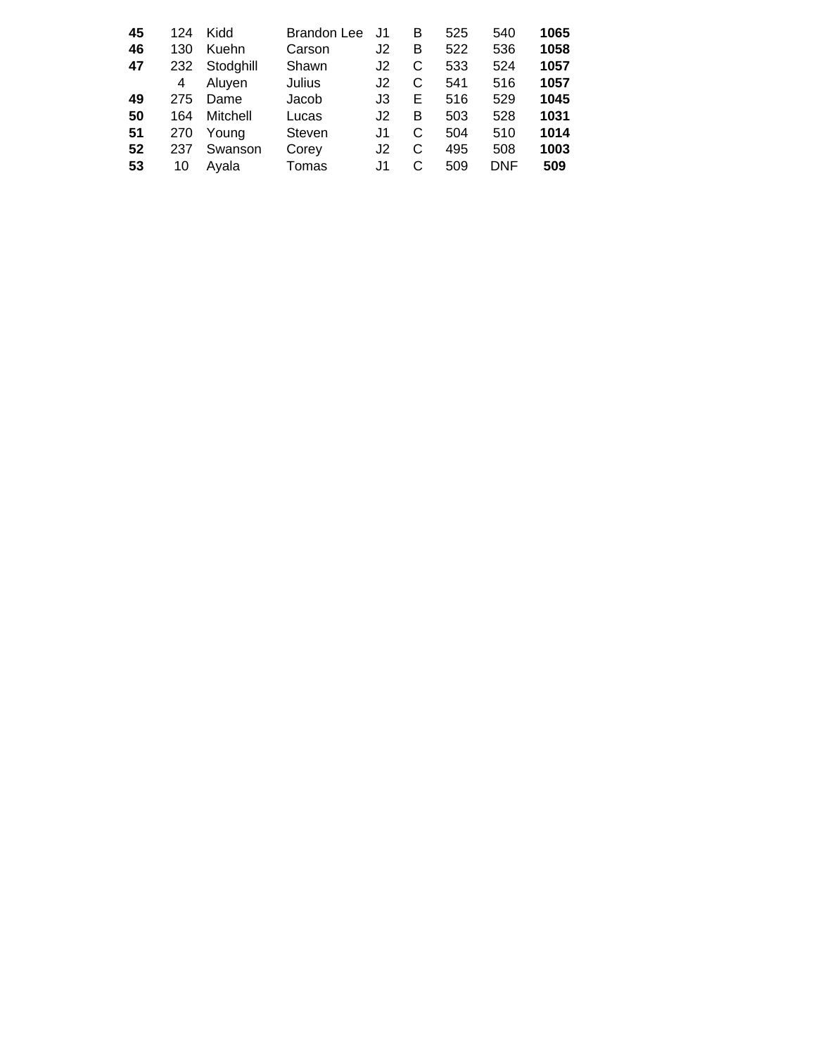| | | | | | | | | |
|---|---|---|---|---|---|---|---|---|
| **45** | 124 | Kidd | Brandon Lee | J1 | B | 525 | 540 | **1065** |
| **46** | 130 | Kuehn | Carson | J2 | B | 522 | 536 | **1058** |
| **47** | 232 | Stodghill | Shawn | J2 | C | 533 | 524 | **1057** |
| | 4 | Aluyen | Julius | J2 | C | 541 | 516 | **1057** |
| **49** | 275 | Dame | Jacob | J3 | E | 516 | 529 | **1045** |
| **50** | 164 | Mitchell | Lucas | J2 | B | 503 | 528 | **1031** |
| **51** | 270 | Young | Steven | J1 | C | 504 | 510 | **1014** |
| **52** | 237 | Swanson | Corey | J2 | C | 495 | 508 | **1003** |
| **53** | 10 | Ayala | Tomas | J1 | C | 509 | DNF | **509** |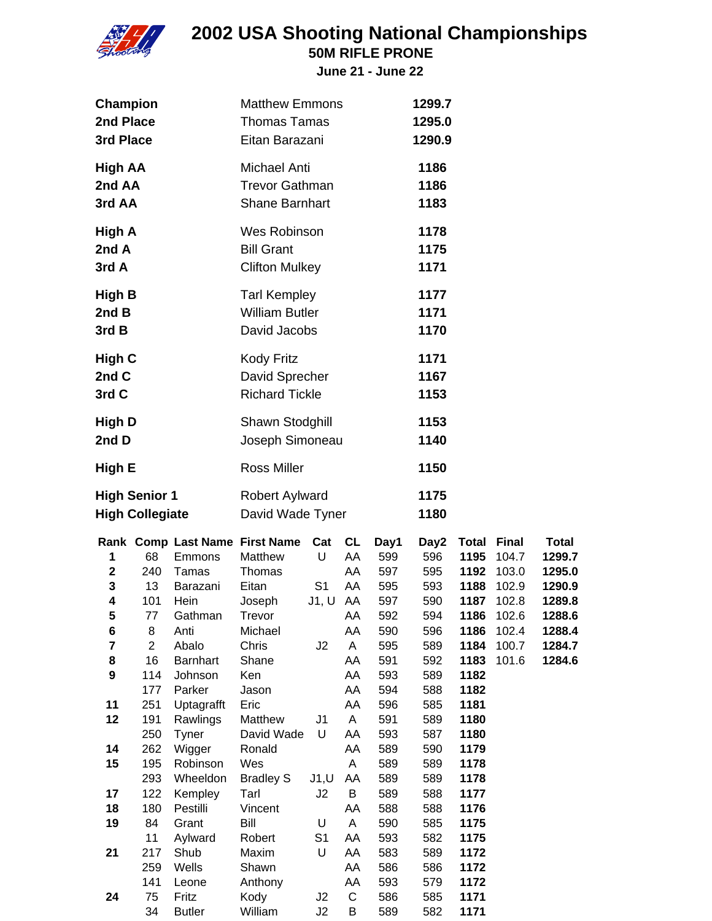# 2002 USA Shooting National Championships

## 50M RIFLE PRONE

### June 21 - June 22

| | | |
|---|---|---|
| **Champion** | Matthew Emmons | **1299.7** |
| **2nd Place** | Thomas Tamas | **1295.0** |
| **3rd Place** | Eitan Barazani | **1290.9** |
| **High AA** | Michael Anti | **1186** |
| **2nd AA** | Trevor Gathman | **1186** |
| **3rd AA** | Shane Barnhart | **1183** |
| **High A** | Wes Robinson | **1178** |
| **2nd A** | Bill Grant | **1175** |
| **3rd A** | Clifton Mulkey | **1171** |
| **High B** | Tarl Kempley | **1177** |
| **2nd B** | William Butler | **1171** |
| **3rd B** | David Jacobs | **1170** |
| **High C** | Kody Fritz | **1171** |
| **2nd C** | David Sprecher | **1167** |
| **3rd C** | Richard Tickle | **1153** |
| **High D** | Shawn Stodghill | **1153** |
| **2nd D** | Joseph Simoneau | **1140** |
| **High E** | Ross Miller | **1150** |
| **High Senior 1** | Robert Aylward | **1175** |
| **High Collegiate** | David Wade Tyner | **1180** |

| Rank | Comp | Last Name | First Name | Cat | CL | Day1 | Day2 | Total | Final | Total |
|---|---|---|---|---|---|---|---|---|---|---|
| **1** | 68 | Emmons | Matthew | U | AA | 599 | 596 | **1195** | 104.7 | **1299.7** |
| **2** | 240 | Tamas | Thomas | | AA | 597 | 595 | **1192** | 103.0 | **1295.0** |
| **3** | 13 | Barazani | Eitan | S1 | AA | 595 | 593 | **1188** | 102.9 | **1290.9** |
| **4** | 101 | Hein | Joseph | J1, U | AA | 597 | 590 | **1187** | 102.8 | **1289.8** |
| **5** | 77 | Gathman | Trevor | | AA | 592 | 594 | **1186** | 102.6 | **1288.6** |
| **6** | 8 | Anti | Michael | | AA | 590 | 596 | **1186** | 102.4 | **1288.4** |
| **7** | 2 | Abalo | Chris | J2 | A | 595 | 589 | **1184** | 100.7 | **1284.7** |
| **8** | 16 | Barnhart | Shane | | AA | 591 | 592 | **1183** | 101.6 | **1284.6** |
| **9** | 114 | Johnson | Ken | | AA | 593 | 589 | **1182** | | |
| | 177 | Parker | Jason | | AA | 594 | 588 | **1182** | | |
| **11** | 251 | Uptagrafft | Eric | | AA | 596 | 585 | **1181** | | |
| **12** | 191 | Rawlings | Matthew | J1 | A | 591 | 589 | **1180** | | |
| | 250 | Tyner | David Wade | U | AA | 593 | 587 | **1180** | | |
| **14** | 262 | Wigger | Ronald | | AA | 589 | 590 | **1179** | | |
| **15** | 195 | Robinson | Wes | | A | 589 | 589 | **1178** | | |
| | 293 | Wheeldon | Bradley S | J1,U | AA | 589 | 589 | **1178** | | |
| **17** | 122 | Kempley | Tarl | J2 | B | 589 | 588 | **1177** | | |
| **18** | 180 | Pestilli | Vincent | | AA | 588 | 588 | **1176** | | |
| **19** | 84 | Grant | Bill | U | A | 590 | 585 | **1175** | | |
| | 11 | Aylward | Robert | S1 | AA | 593 | 582 | **1175** | | |
| **21** | 217 | Shub | Maxim | U | AA | 583 | 589 | **1172** | | |
| | 259 | Wells | Shawn | | AA | 586 | 586 | **1172** | | |
| | 141 | Leone | Anthony | | AA | 593 | 579 | **1172** | | |
| **24** | 75 | Fritz | Kody | J2 | C | 586 | 585 | **1171** | | |
| | 34 | Butler | William | J2 | B | 589 | 582 | **1171** | | |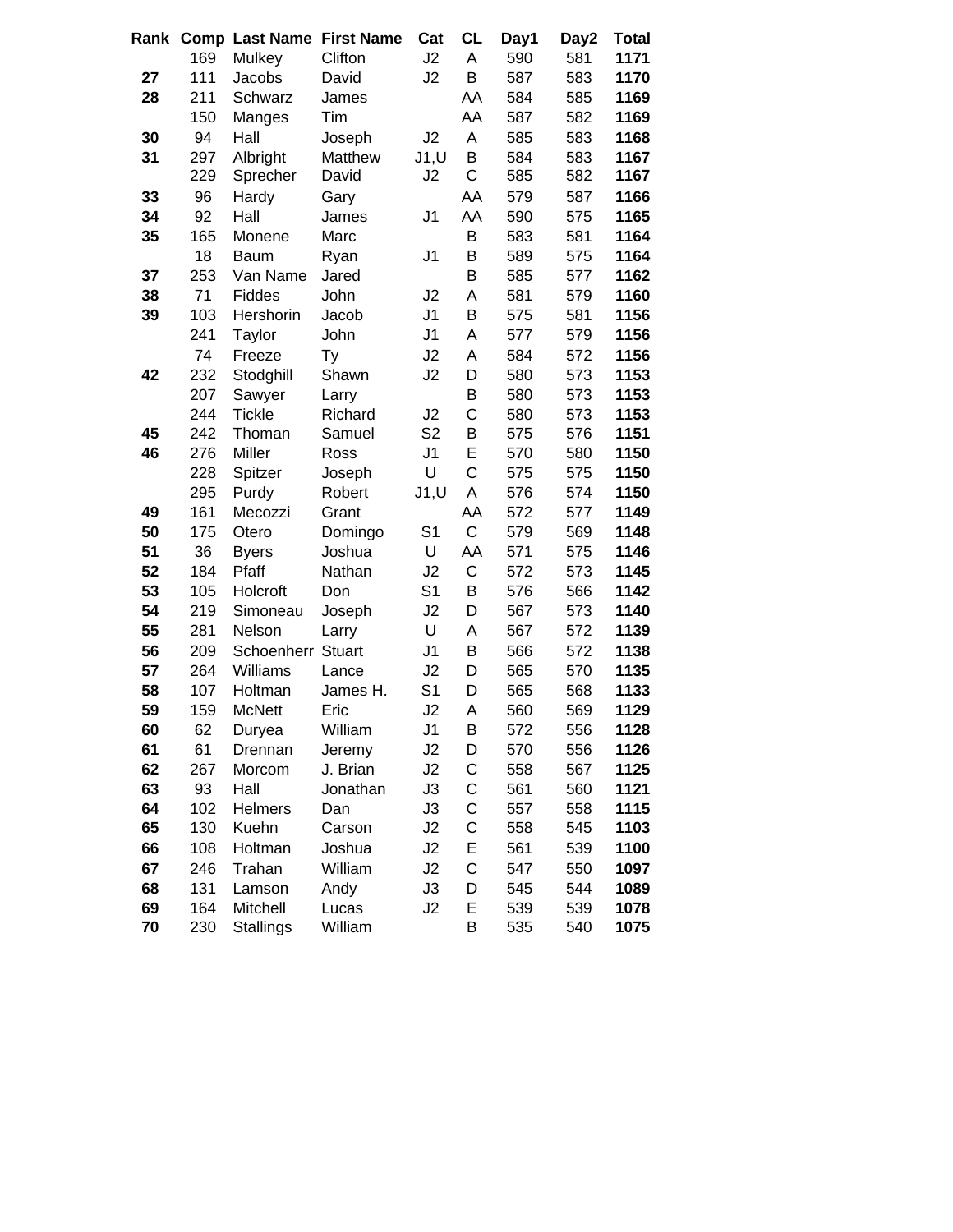| Rank | Comp | Last Name | First Name | Cat | CL | Day1 | Day2 | Total |
|---|---|---|---|---|---|---|---|---|
| | 169 | Mulkey | Clifton | J2 | A | 590 | 581 | **1171** |
| **27** | 111 | Jacobs | David | J2 | B | 587 | 583 | **1170** |
| **28** | 211 | Schwarz | James | | AA | 584 | 585 | **1169** |
| | 150 | Manges | Tim | | AA | 587 | 582 | **1169** |
| **30** | 94 | Hall | Joseph | J2 | A | 585 | 583 | **1168** |
| **31** | 297 | Albright | Matthew | J1,U | B | 584 | 583 | **1167** |
| | 229 | Sprecher | David | J2 | C | 585 | 582 | **1167** |
| **33** | 96 | Hardy | Gary | | AA | 579 | 587 | **1166** |
| **34** | 92 | Hall | James | J1 | AA | 590 | 575 | **1165** |
| **35** | 165 | Monene | Marc | | B | 583 | 581 | **1164** |
| | 18 | Baum | Ryan | J1 | B | 589 | 575 | **1164** |
| **37** | 253 | Van Name | Jared | | B | 585 | 577 | **1162** |
| **38** | 71 | Fiddes | John | J2 | A | 581 | 579 | **1160** |
| **39** | 103 | Hershorin | Jacob | J1 | B | 575 | 581 | **1156** |
| | 241 | Taylor | John | J1 | A | 577 | 579 | **1156** |
| | 74 | Freeze | Ty | J2 | A | 584 | 572 | **1156** |
| **42** | 232 | Stodghill | Shawn | J2 | D | 580 | 573 | **1153** |
| | 207 | Sawyer | Larry | | B | 580 | 573 | **1153** |
| | 244 | Tickle | Richard | J2 | C | 580 | 573 | **1153** |
| **45** | 242 | Thoman | Samuel | S2 | B | 575 | 576 | **1151** |
| **46** | 276 | Miller | Ross | J1 | E | 570 | 580 | **1150** |
| | 228 | Spitzer | Joseph | U | C | 575 | 575 | **1150** |
| | 295 | Purdy | Robert | J1,U | A | 576 | 574 | **1150** |
| **49** | 161 | Mecozzi | Grant | | AA | 572 | 577 | **1149** |
| **50** | 175 | Otero | Domingo | S1 | C | 579 | 569 | **1148** |
| **51** | 36 | Byers | Joshua | U | AA | 571 | 575 | **1146** |
| **52** | 184 | Pfaff | Nathan | J2 | C | 572 | 573 | **1145** |
| **53** | 105 | Holcroft | Don | S1 | B | 576 | 566 | **1142** |
| **54** | 219 | Simoneau | Joseph | J2 | D | 567 | 573 | **1140** |
| **55** | 281 | Nelson | Larry | U | A | 567 | 572 | **1139** |
| **56** | 209 | Schoenherr | Stuart | J1 | B | 566 | 572 | **1138** |
| **57** | 264 | Williams | Lance | J2 | D | 565 | 570 | **1135** |
| **58** | 107 | Holtman | James H. | S1 | D | 565 | 568 | **1133** |
| **59** | 159 | McNett | Eric | J2 | A | 560 | 569 | **1129** |
| **60** | 62 | Duryea | William | J1 | B | 572 | 556 | **1128** |
| **61** | 61 | Drennan | Jeremy | J2 | D | 570 | 556 | **1126** |
| **62** | 267 | Morcom | J. Brian | J2 | C | 558 | 567 | **1125** |
| **63** | 93 | Hall | Jonathan | J3 | C | 561 | 560 | **1121** |
| **64** | 102 | Helmers | Dan | J3 | C | 557 | 558 | **1115** |
| **65** | 130 | Kuehn | Carson | J2 | C | 558 | 545 | **1103** |
| **66** | 108 | Holtman | Joshua | J2 | E | 561 | 539 | **1100** |
| **67** | 246 | Trahan | William | J2 | C | 547 | 550 | **1097** |
| **68** | 131 | Lamson | Andy | J3 | D | 545 | 544 | **1089** |
| **69** | 164 | Mitchell | Lucas | J2 | E | 539 | 539 | **1078** |
| **70** | 230 | Stallings | William | | B | 535 | 540 | **1075** |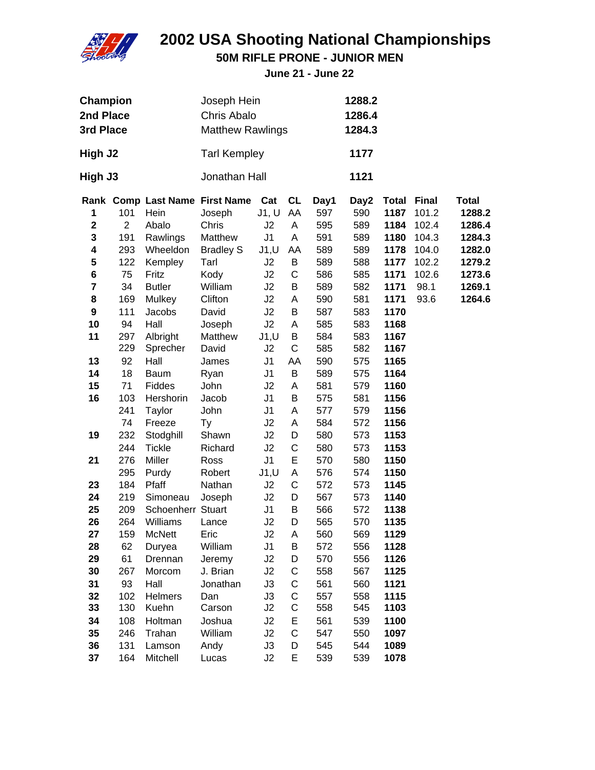# 2002 USA Shooting National Championships

## 50M RIFLE PRONE - JUNIOR MEN

### June 21 - June 22

| | | |
|---|---|---|
| **Champion** | Joseph Hein | **1288.2** |
| **2nd Place** | Chris Abalo | **1286.4** |
| **3rd Place** | Matthew Rawlings | **1284.3** |
| **High J2** | Tarl Kempley | **1177** |
| **High J3** | Jonathan Hall | **1121** |

| Rank | Comp | Last Name | First Name | Cat | CL | Day1 | Day2 | Total | Final | Total |
|---|---|---|---|---|---|---|---|---|---|---|
| **1** | 101 | Hein | Joseph | J1, U | AA | 597 | 590 | **1187** | 101.2 | **1288.2** |
| **2** | 2 | Abalo | Chris | J2 | A | 595 | 589 | **1184** | 102.4 | **1286.4** |
| **3** | 191 | Rawlings | Matthew | J1 | A | 591 | 589 | **1180** | 104.3 | **1284.3** |
| **4** | 293 | Wheeldon | Bradley S | J1,U | AA | 589 | 589 | **1178** | 104.0 | **1282.0** |
| **5** | 122 | Kempley | Tarl | J2 | B | 589 | 588 | **1177** | 102.2 | **1279.2** |
| **6** | 75 | Fritz | Kody | J2 | C | 586 | 585 | **1171** | 102.6 | **1273.6** |
| **7** | 34 | Butler | William | J2 | B | 589 | 582 | **1171** | 98.1 | **1269.1** |
| **8** | 169 | Mulkey | Clifton | J2 | A | 590 | 581 | **1171** | 93.6 | **1264.6** |
| **9** | 111 | Jacobs | David | J2 | B | 587 | 583 | **1170** | | |
| **10** | 94 | Hall | Joseph | J2 | A | 585 | 583 | **1168** | | |
| **11** | 297 | Albright | Matthew | J1,U | B | 584 | 583 | **1167** | | |
| | 229 | Sprecher | David | J2 | C | 585 | 582 | **1167** | | |
| **13** | 92 | Hall | James | J1 | AA | 590 | 575 | **1165** | | |
| **14** | 18 | Baum | Ryan | J1 | B | 589 | 575 | **1164** | | |
| **15** | 71 | Fiddes | John | J2 | A | 581 | 579 | **1160** | | |
| **16** | 103 | Hershorin | Jacob | J1 | B | 575 | 581 | **1156** | | |
| | 241 | Taylor | John | J1 | A | 577 | 579 | **1156** | | |
| | 74 | Freeze | Ty | J2 | A | 584 | 572 | **1156** | | |
| **19** | 232 | Stodghill | Shawn | J2 | D | 580 | 573 | **1153** | | |
| | 244 | Tickle | Richard | J2 | C | 580 | 573 | **1153** | | |
| **21** | 276 | Miller | Ross | J1 | E | 570 | 580 | **1150** | | |
| | 295 | Purdy | Robert | J1,U | A | 576 | 574 | **1150** | | |
| **23** | 184 | Pfaff | Nathan | J2 | C | 572 | 573 | **1145** | | |
| **24** | 219 | Simoneau | Joseph | J2 | D | 567 | 573 | **1140** | | |
| **25** | 209 | Schoenherr | Stuart | J1 | B | 566 | 572 | **1138** | | |
| **26** | 264 | Williams | Lance | J2 | D | 565 | 570 | **1135** | | |
| **27** | 159 | McNett | Eric | J2 | A | 560 | 569 | **1129** | | |
| **28** | 62 | Duryea | William | J1 | B | 572 | 556 | **1128** | | |
| **29** | 61 | Drennan | Jeremy | J2 | D | 570 | 556 | **1126** | | |
| **30** | 267 | Morcom | J. Brian | J2 | C | 558 | 567 | **1125** | | |
| **31** | 93 | Hall | Jonathan | J3 | C | 561 | 560 | **1121** | | |
| **32** | 102 | Helmers | Dan | J3 | C | 557 | 558 | **1115** | | |
| **33** | 130 | Kuehn | Carson | J2 | C | 558 | 545 | **1103** | | |
| **34** | 108 | Holtman | Joshua | J2 | E | 561 | 539 | **1100** | | |
| **35** | 246 | Trahan | William | J2 | C | 547 | 550 | **1097** | | |
| **36** | 131 | Lamson | Andy | J3 | D | 545 | 544 | **1089** | | |
| **37** | 164 | Mitchell | Lucas | J2 | E | 539 | 539 | **1078** | | |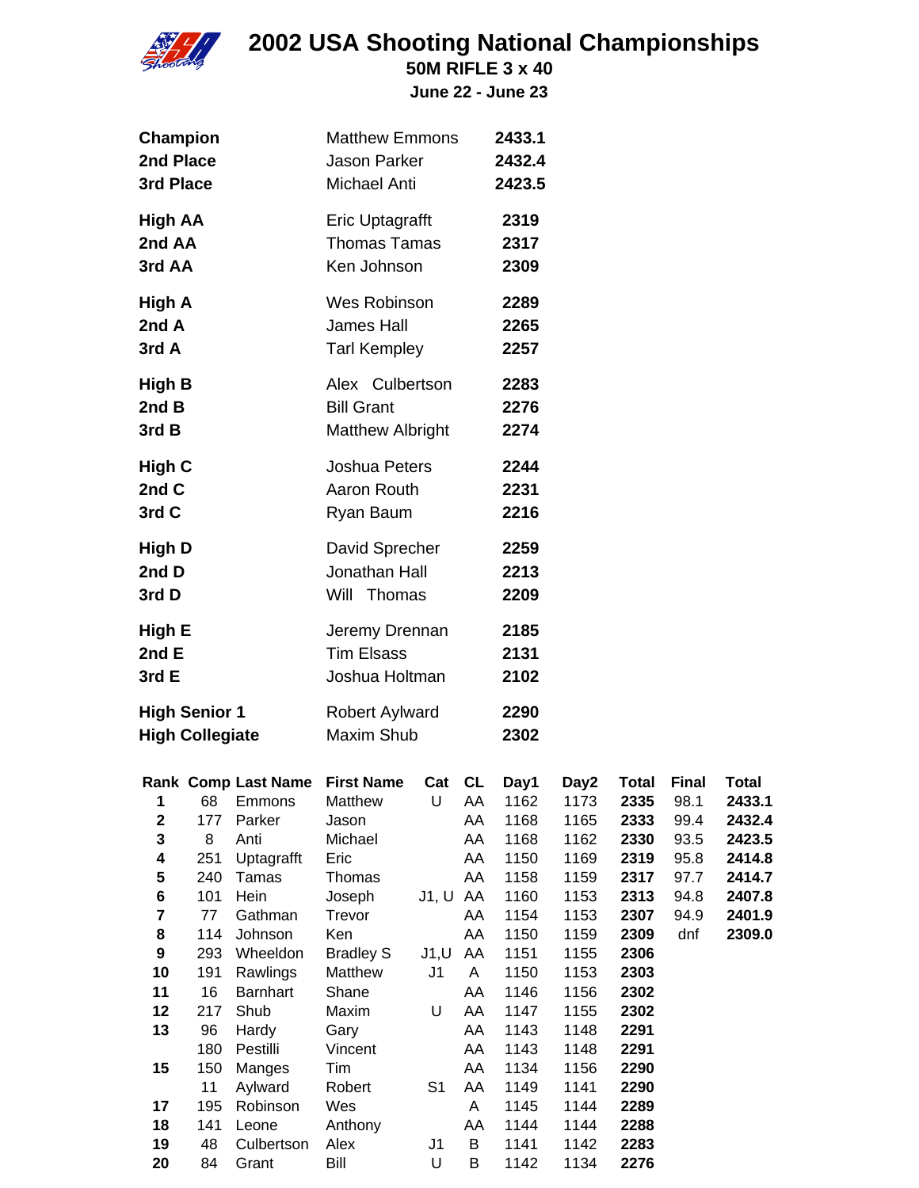# 2002 USA Shooting National Championships

## 50M RIFLE 3 x 40

**June 22 - June 23**

| | | |
|---|---|---|
| **Champion** | Matthew Emmons | **2433.1** |
| **2nd Place** | Jason Parker | **2432.4** |
| **3rd Place** | Michael Anti | **2423.5** |
| **High AA** | Eric Uptagrafft | **2319** |
| **2nd AA** | Thomas Tamas | **2317** |
| **3rd AA** | Ken Johnson | **2309** |
| **High A** | Wes Robinson | **2289** |
| **2nd A** | James Hall | **2265** |
| **3rd A** | Tarl Kempley | **2257** |
| **High B** | Alex Culbertson | **2283** |
| **2nd B** | Bill Grant | **2276** |
| **3rd B** | Matthew Albright | **2274** |
| **High C** | Joshua Peters | **2244** |
| **2nd C** | Aaron Routh | **2231** |
| **3rd C** | Ryan Baum | **2216** |
| **High D** | David Sprecher | **2259** |
| **2nd D** | Jonathan Hall | **2213** |
| **3rd D** | Will Thomas | **2209** |
| **High E** | Jeremy Drennan | **2185** |
| **2nd E** | Tim Elsass | **2131** |
| **3rd E** | Joshua Holtman | **2102** |
| **High Senior 1** | Robert Aylward | **2290** |
| **High Collegiate** | Maxim Shub | **2302** |

| Rank | Comp | Last Name | First Name | Cat | CL | Day1 | Day2 | Total | Final | Total |
|---|---|---|---|---|---|---|---|---|---|---|
| **1** | 68 | Emmons | Matthew | U | AA | 1162 | 1173 | **2335** | 98.1 | **2433.1** |
| **2** | 177 | Parker | Jason | | AA | 1168 | 1165 | **2333** | 99.4 | **2432.4** |
| **3** | 8 | Anti | Michael | | AA | 1168 | 1162 | **2330** | 93.5 | **2423.5** |
| **4** | 251 | Uptagrafft | Eric | | AA | 1150 | 1169 | **2319** | 95.8 | **2414.8** |
| **5** | 240 | Tamas | Thomas | | AA | 1158 | 1159 | **2317** | 97.7 | **2414.7** |
| **6** | 101 | Hein | Joseph | J1, U | AA | 1160 | 1153 | **2313** | 94.8 | **2407.8** |
| **7** | 77 | Gathman | Trevor | | AA | 1154 | 1153 | **2307** | 94.9 | **2401.9** |
| **8** | 114 | Johnson | Ken | | AA | 1150 | 1159 | **2309** | dnf | **2309.0** |
| **9** | 293 | Wheeldon | Bradley S | J1,U | AA | 1151 | 1155 | **2306** | | |
| **10** | 191 | Rawlings | Matthew | J1 | A | 1150 | 1153 | **2303** | | |
| **11** | 16 | Barnhart | Shane | | AA | 1146 | 1156 | **2302** | | |
| **12** | 217 | Shub | Maxim | U | AA | 1147 | 1155 | **2302** | | |
| **13** | 96 | Hardy | Gary | | AA | 1143 | 1148 | **2291** | | |
| | 180 | Pestilli | Vincent | | AA | 1143 | 1148 | **2291** | | |
| **15** | 150 | Manges | Tim | | AA | 1134 | 1156 | **2290** | | |
| | 11 | Aylward | Robert | S1 | AA | 1149 | 1141 | **2290** | | |
| **17** | 195 | Robinson | Wes | | A | 1145 | 1144 | **2289** | | |
| **18** | 141 | Leone | Anthony | | AA | 1144 | 1144 | **2288** | | |
| **19** | 48 | Culbertson | Alex | J1 | B | 1141 | 1142 | **2283** | | |
| **20** | 84 | Grant | Bill | U | B | 1142 | 1134 | **2276** | | |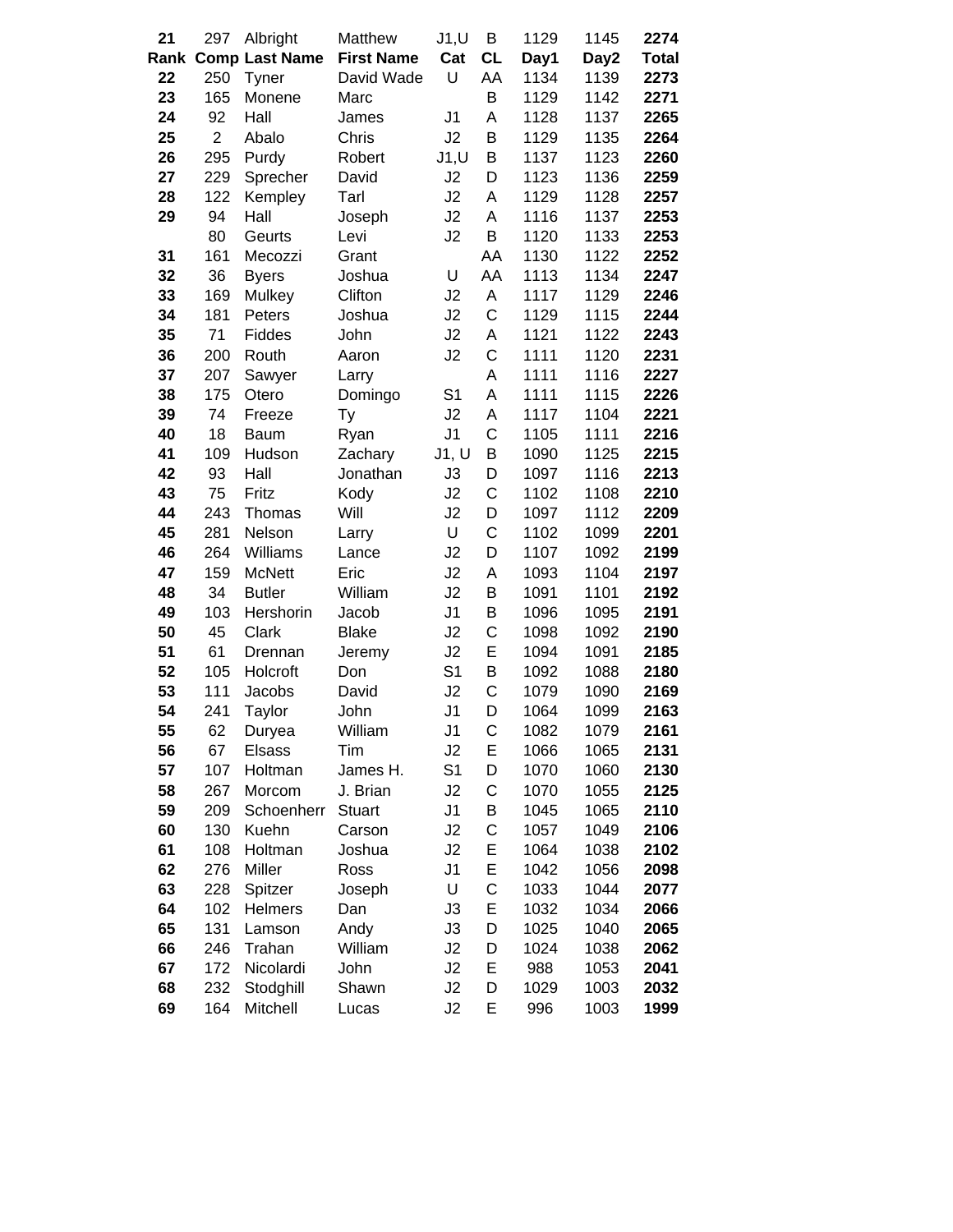| 21 | 297 | Albright | Matthew | J1,U | B | 1129 | 1145 | **2274** |
|---|---|---|---|---|---|---|---|---|
| **Rank** | **Comp** | **Last Name** | **First Name** | **Cat** | **CL** | **Day1** | **Day2** | **Total** |
| 22 | 250 | Tyner | David Wade | U | AA | 1134 | 1139 | **2273** |
| 23 | 165 | Monene | Marc | | B | 1129 | 1142 | **2271** |
| 24 | 92 | Hall | James | J1 | A | 1128 | 1137 | **2265** |
| 25 | 2 | Abalo | Chris | J2 | B | 1129 | 1135 | **2264** |
| 26 | 295 | Purdy | Robert | J1,U | B | 1137 | 1123 | **2260** |
| 27 | 229 | Sprecher | David | J2 | D | 1123 | 1136 | **2259** |
| 28 | 122 | Kempley | Tarl | J2 | A | 1129 | 1128 | **2257** |
| 29 | 94 | Hall | Joseph | J2 | A | 1116 | 1137 | **2253** |
| | 80 | Geurts | Levi | J2 | B | 1120 | 1133 | **2253** |
| 31 | 161 | Mecozzi | Grant | | AA | 1130 | 1122 | **2252** |
| 32 | 36 | Byers | Joshua | U | AA | 1113 | 1134 | **2247** |
| 33 | 169 | Mulkey | Clifton | J2 | A | 1117 | 1129 | **2246** |
| 34 | 181 | Peters | Joshua | J2 | C | 1129 | 1115 | **2244** |
| 35 | 71 | Fiddes | John | J2 | A | 1121 | 1122 | **2243** |
| 36 | 200 | Routh | Aaron | J2 | C | 1111 | 1120 | **2231** |
| 37 | 207 | Sawyer | Larry | | A | 1111 | 1116 | **2227** |
| 38 | 175 | Otero | Domingo | S1 | A | 1111 | 1115 | **2226** |
| 39 | 74 | Freeze | Ty | J2 | A | 1117 | 1104 | **2221** |
| 40 | 18 | Baum | Ryan | J1 | C | 1105 | 1111 | **2216** |
| 41 | 109 | Hudson | Zachary | J1, U | B | 1090 | 1125 | **2215** |
| 42 | 93 | Hall | Jonathan | J3 | D | 1097 | 1116 | **2213** |
| 43 | 75 | Fritz | Kody | J2 | C | 1102 | 1108 | **2210** |
| 44 | 243 | Thomas | Will | J2 | D | 1097 | 1112 | **2209** |
| 45 | 281 | Nelson | Larry | U | C | 1102 | 1099 | **2201** |
| 46 | 264 | Williams | Lance | J2 | D | 1107 | 1092 | **2199** |
| 47 | 159 | McNett | Eric | J2 | A | 1093 | 1104 | **2197** |
| 48 | 34 | Butler | William | J2 | B | 1091 | 1101 | **2192** |
| 49 | 103 | Hershorin | Jacob | J1 | B | 1096 | 1095 | **2191** |
| 50 | 45 | Clark | Blake | J2 | C | 1098 | 1092 | **2190** |
| 51 | 61 | Drennan | Jeremy | J2 | E | 1094 | 1091 | **2185** |
| 52 | 105 | Holcroft | Don | S1 | B | 1092 | 1088 | **2180** |
| 53 | 111 | Jacobs | David | J2 | C | 1079 | 1090 | **2169** |
| 54 | 241 | Taylor | John | J1 | D | 1064 | 1099 | **2163** |
| 55 | 62 | Duryea | William | J1 | C | 1082 | 1079 | **2161** |
| 56 | 67 | Elsass | Tim | J2 | E | 1066 | 1065 | **2131** |
| 57 | 107 | Holtman | James H. | S1 | D | 1070 | 1060 | **2130** |
| 58 | 267 | Morcom | J. Brian | J2 | C | 1070 | 1055 | **2125** |
| 59 | 209 | Schoenherr | Stuart | J1 | B | 1045 | 1065 | **2110** |
| 60 | 130 | Kuehn | Carson | J2 | C | 1057 | 1049 | **2106** |
| 61 | 108 | Holtman | Joshua | J2 | E | 1064 | 1038 | **2102** |
| 62 | 276 | Miller | Ross | J1 | E | 1042 | 1056 | **2098** |
| 63 | 228 | Spitzer | Joseph | U | C | 1033 | 1044 | **2077** |
| 64 | 102 | Helmers | Dan | J3 | E | 1032 | 1034 | **2066** |
| 65 | 131 | Lamson | Andy | J3 | D | 1025 | 1040 | **2065** |
| 66 | 246 | Trahan | William | J2 | D | 1024 | 1038 | **2062** |
| 67 | 172 | Nicolardi | John | J2 | E | 988 | 1053 | **2041** |
| 68 | 232 | Stodghill | Shawn | J2 | D | 1029 | 1003 | **2032** |
| 69 | 164 | Mitchell | Lucas | J2 | E | 996 | 1003 | **1999** |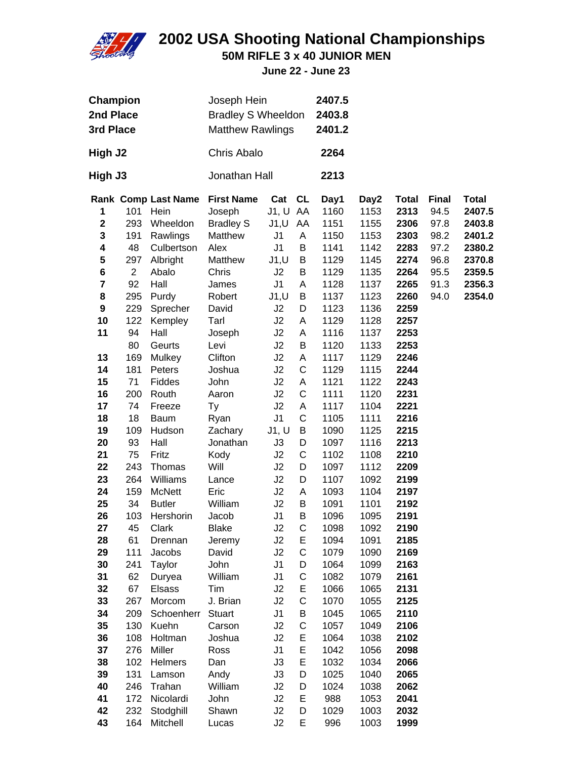# 2002 USA Shooting National Championships

## 50M RIFLE 3 x 40 JUNIOR MEN

**June 22 - June 23**

| | | |
|---|---|---|
| **Champion** | Joseph Hein | **2407.5** |
| **2nd Place** | Bradley S Wheeldon | **2403.8** |
| **3rd Place** | Matthew Rawlings | **2401.2** |
| **High J2** | Chris Abalo | **2264** |
| **High J3** | Jonathan Hall | **2213** |

| Rank | Comp | Last Name | First Name | Cat | CL | Day1 | Day2 | Total | Final | Total |
|---|---|---|---|---|---|---|---|---|---|---|
| **1** | 101 | Hein | Joseph | J1, U | AA | 1160 | 1153 | **2313** | 94.5 | **2407.5** |
| **2** | 293 | Wheeldon | Bradley S | J1,U | AA | 1151 | 1155 | **2306** | 97.8 | **2403.8** |
| **3** | 191 | Rawlings | Matthew | J1 | A | 1150 | 1153 | **2303** | 98.2 | **2401.2** |
| **4** | 48 | Culbertson | Alex | J1 | B | 1141 | 1142 | **2283** | 97.2 | **2380.2** |
| **5** | 297 | Albright | Matthew | J1,U | B | 1129 | 1145 | **2274** | 96.8 | **2370.8** |
| **6** | 2 | Abalo | Chris | J2 | B | 1129 | 1135 | **2264** | 95.5 | **2359.5** |
| **7** | 92 | Hall | James | J1 | A | 1128 | 1137 | **2265** | 91.3 | **2356.3** |
| **8** | 295 | Purdy | Robert | J1,U | B | 1137 | 1123 | **2260** | 94.0 | **2354.0** |
| **9** | 229 | Sprecher | David | J2 | D | 1123 | 1136 | **2259** | | |
| **10** | 122 | Kempley | Tarl | J2 | A | 1129 | 1128 | **2257** | | |
| **11** | 94 | Hall | Joseph | J2 | A | 1116 | 1137 | **2253** | | |
| | 80 | Geurts | Levi | J2 | B | 1120 | 1133 | **2253** | | |
| **13** | 169 | Mulkey | Clifton | J2 | A | 1117 | 1129 | **2246** | | |
| **14** | 181 | Peters | Joshua | J2 | C | 1129 | 1115 | **2244** | | |
| **15** | 71 | Fiddes | John | J2 | A | 1121 | 1122 | **2243** | | |
| **16** | 200 | Routh | Aaron | J2 | C | 1111 | 1120 | **2231** | | |
| **17** | 74 | Freeze | Ty | J2 | A | 1117 | 1104 | **2221** | | |
| **18** | 18 | Baum | Ryan | J1 | C | 1105 | 1111 | **2216** | | |
| **19** | 109 | Hudson | Zachary | J1, U | B | 1090 | 1125 | **2215** | | |
| **20** | 93 | Hall | Jonathan | J3 | D | 1097 | 1116 | **2213** | | |
| **21** | 75 | Fritz | Kody | J2 | C | 1102 | 1108 | **2210** | | |
| **22** | 243 | Thomas | Will | J2 | D | 1097 | 1112 | **2209** | | |
| **23** | 264 | Williams | Lance | J2 | D | 1107 | 1092 | **2199** | | |
| **24** | 159 | McNett | Eric | J2 | A | 1093 | 1104 | **2197** | | |
| **25** | 34 | Butler | William | J2 | B | 1091 | 1101 | **2192** | | |
| **26** | 103 | Hershorin | Jacob | J1 | B | 1096 | 1095 | **2191** | | |
| **27** | 45 | Clark | Blake | J2 | C | 1098 | 1092 | **2190** | | |
| **28** | 61 | Drennan | Jeremy | J2 | E | 1094 | 1091 | **2185** | | |
| **29** | 111 | Jacobs | David | J2 | C | 1079 | 1090 | **2169** | | |
| **30** | 241 | Taylor | John | J1 | D | 1064 | 1099 | **2163** | | |
| **31** | 62 | Duryea | William | J1 | C | 1082 | 1079 | **2161** | | |
| **32** | 67 | Elsass | Tim | J2 | E | 1066 | 1065 | **2131** | | |
| **33** | 267 | Morcom | J. Brian | J2 | C | 1070 | 1055 | **2125** | | |
| **34** | 209 | Schoenherr | Stuart | J1 | B | 1045 | 1065 | **2110** | | |
| **35** | 130 | Kuehn | Carson | J2 | C | 1057 | 1049 | **2106** | | |
| **36** | 108 | Holtman | Joshua | J2 | E | 1064 | 1038 | **2102** | | |
| **37** | 276 | Miller | Ross | J1 | E | 1042 | 1056 | **2098** | | |
| **38** | 102 | Helmers | Dan | J3 | E | 1032 | 1034 | **2066** | | |
| **39** | 131 | Lamson | Andy | J3 | D | 1025 | 1040 | **2065** | | |
| **40** | 246 | Trahan | William | J2 | D | 1024 | 1038 | **2062** | | |
| **41** | 172 | Nicolardi | John | J2 | E | 988 | 1053 | **2041** | | |
| **42** | 232 | Stodghill | Shawn | J2 | D | 1029 | 1003 | **2032** | | |
| **43** | 164 | Mitchell | Lucas | J2 | E | 996 | 1003 | **1999** | | |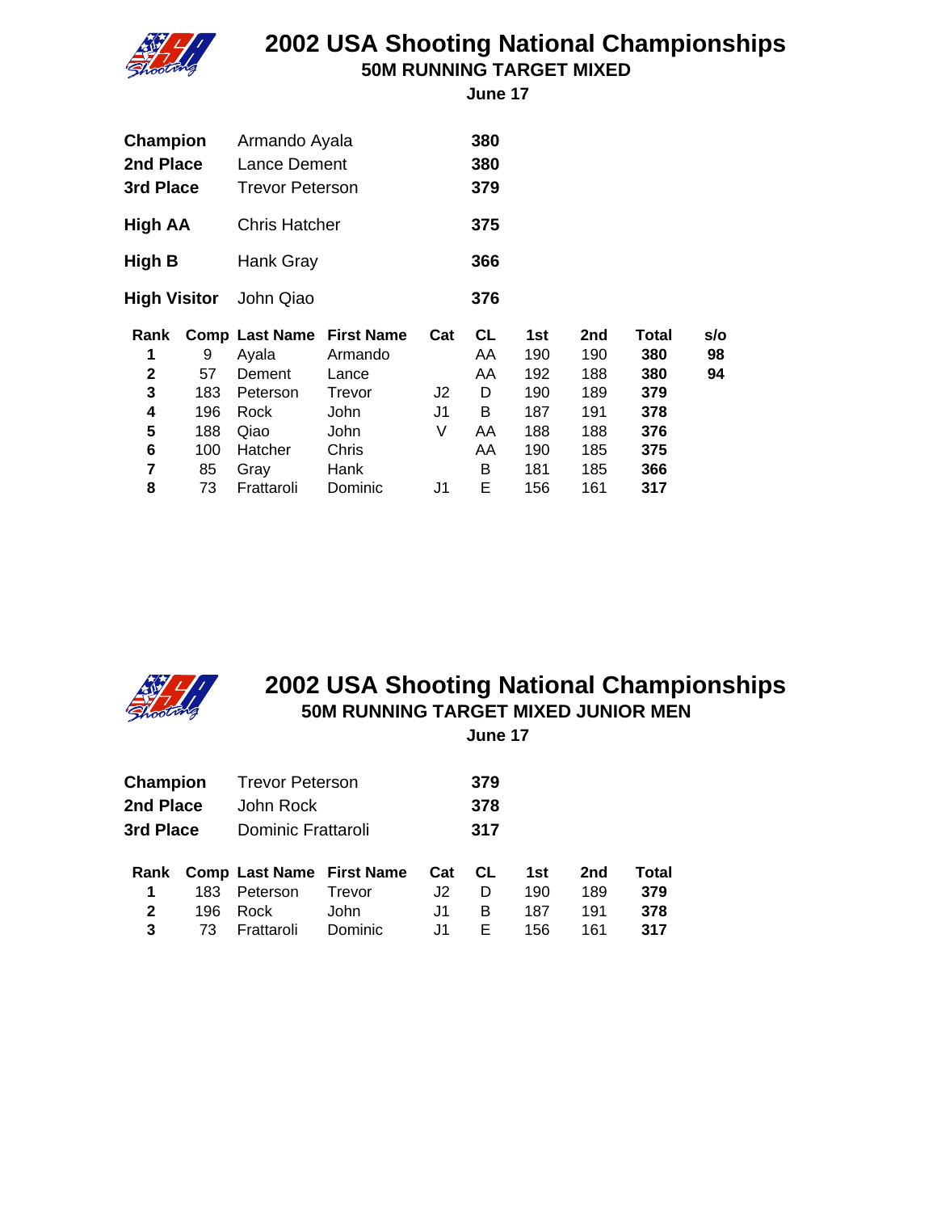# 2002 USA Shooting National Championships

## 50M RUNNING TARGET MIXED

**June 17**

| | | |
|---|---|---|
| **Champion** | Armando Ayala | **380** |
| **2nd Place** | Lance Dement | **380** |
| **3rd Place** | Trevor Peterson | **379** |
| **High AA** | Chris Hatcher | **375** |
| **High B** | Hank Gray | **366** |
| **High Visitor** | John Qiao | **376** |

| Rank | Comp | Last Name | First Name | Cat | CL | 1st | 2nd | Total | s/o |
|---|---|---|---|---|---|---|---|---|---|
| 1 | 9 | Ayala | Armando | | AA | 190 | 190 | **380** | **98** |
| 2 | 57 | Dement | Lance | | AA | 192 | 188 | **380** | **94** |
| 3 | 183 | Peterson | Trevor | J2 | D | 190 | 189 | **379** | |
| 4 | 196 | Rock | John | J1 | B | 187 | 191 | **378** | |
| 5 | 188 | Qiao | John | V | AA | 188 | 188 | **376** | |
| 6 | 100 | Hatcher | Chris | | AA | 190 | 185 | **375** | |
| 7 | 85 | Gray | Hank | | B | 181 | 185 | **366** | |
| 8 | 73 | Frattaroli | Dominic | J1 | E | 156 | 161 | **317** | |

# 2002 USA Shooting National Championships

## 50M RUNNING TARGET MIXED JUNIOR MEN

**June 17**

| | | |
|---|---|---|
| **Champion** | Trevor Peterson | **379** |
| **2nd Place** | John Rock | **378** |
| **3rd Place** | Dominic Frattaroli | **317** |

| Rank | Comp | Last Name | First Name | Cat | CL | 1st | 2nd | Total |
|---|---|---|---|---|---|---|---|---|
| 1 | 183 | Peterson | Trevor | J2 | D | 190 | 189 | **379** |
| 2 | 196 | Rock | John | J1 | B | 187 | 191 | **378** |
| 3 | 73 | Frattaroli | Dominic | J1 | E | 156 | 161 | **317** |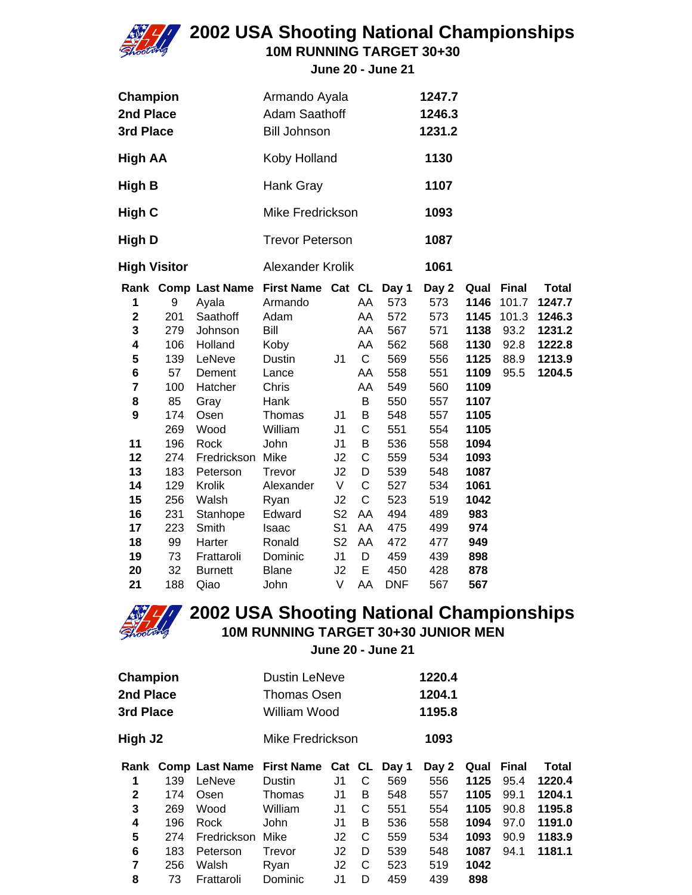# 2002 USA Shooting National Championships

## 10M RUNNING TARGET 30+30

### June 20 - June 21

| | | |
|---|---|---|
| **Champion** | Armando Ayala | **1247.7** |
| **2nd Place** | Adam Saathoff | **1246.3** |
| **3rd Place** | Bill Johnson | **1231.2** |
| **High AA** | Koby Holland | **1130** |
| **High B** | Hank Gray | **1107** |
| **High C** | Mike Fredrickson | **1093** |
| **High D** | Trevor Peterson | **1087** |
| **High Visitor** | Alexander Krolik | **1061** |

| Rank | Comp | Last Name | First Name | Cat | CL | Day 1 | Day 2 | Qual | Final | Total |
|---|---|---|---|---|---|---|---|---|---|---|
| **1** | 9 | Ayala | Armando | | AA | 573 | 573 | **1146** | 101.7 | **1247.7** |
| **2** | 201 | Saathoff | Adam | | AA | 572 | 573 | **1145** | 101.3 | **1246.3** |
| **3** | 279 | Johnson | Bill | | AA | 567 | 571 | **1138** | 93.2 | **1231.2** |
| **4** | 106 | Holland | Koby | | AA | 562 | 568 | **1130** | 92.8 | **1222.8** |
| **5** | 139 | LeNeve | Dustin | J1 | C | 569 | 556 | **1125** | 88.9 | **1213.9** |
| **6** | 57 | Dement | Lance | | AA | 558 | 551 | **1109** | 95.5 | **1204.5** |
| **7** | 100 | Hatcher | Chris | | AA | 549 | 560 | **1109** | | |
| **8** | 85 | Gray | Hank | | B | 550 | 557 | **1107** | | |
| **9** | 174 | Osen | Thomas | J1 | B | 548 | 557 | **1105** | | |
| | 269 | Wood | William | J1 | C | 551 | 554 | **1105** | | |
| **11** | 196 | Rock | John | J1 | B | 536 | 558 | **1094** | | |
| **12** | 274 | Fredrickson | Mike | J2 | C | 559 | 534 | **1093** | | |
| **13** | 183 | Peterson | Trevor | J2 | D | 539 | 548 | **1087** | | |
| **14** | 129 | Krolik | Alexander | V | C | 527 | 534 | **1061** | | |
| **15** | 256 | Walsh | Ryan | J2 | C | 523 | 519 | **1042** | | |
| **16** | 231 | Stanhope | Edward | S2 | AA | 494 | 489 | **983** | | |
| **17** | 223 | Smith | Isaac | S1 | AA | 475 | 499 | **974** | | |
| **18** | 99 | Harter | Ronald | S2 | AA | 472 | 477 | **949** | | |
| **19** | 73 | Frattaroli | Dominic | J1 | D | 459 | 439 | **898** | | |
| **20** | 32 | Burnett | Blane | J2 | E | 450 | 428 | **878** | | |
| **21** | 188 | Qiao | John | V | AA | DNF | 567 | **567** | | |

# 2002 USA Shooting National Championships

## 10M RUNNING TARGET 30+30 JUNIOR MEN

### June 20 - June 21

| | | |
|---|---|---|
| **Champion** | Dustin LeNeve | **1220.4** |
| **2nd Place** | Thomas Osen | **1204.1** |
| **3rd Place** | William Wood | **1195.8** |
| **High J2** | Mike Fredrickson | **1093** |

| Rank | Comp | Last Name | First Name | Cat | CL | Day 1 | Day 2 | Qual | Final | Total |
|---|---|---|---|---|---|---|---|---|---|---|
| **1** | 139 | LeNeve | Dustin | J1 | C | 569 | 556 | **1125** | 95.4 | **1220.4** |
| **2** | 174 | Osen | Thomas | J1 | B | 548 | 557 | **1105** | 99.1 | **1204.1** |
| **3** | 269 | Wood | William | J1 | C | 551 | 554 | **1105** | 90.8 | **1195.8** |
| **4** | 196 | Rock | John | J1 | B | 536 | 558 | **1094** | 97.0 | **1191.0** |
| **5** | 274 | Fredrickson | Mike | J2 | C | 559 | 534 | **1093** | 90.9 | **1183.9** |
| **6** | 183 | Peterson | Trevor | J2 | D | 539 | 548 | **1087** | 94.1 | **1181.1** |
| **7** | 256 | Walsh | Ryan | J2 | C | 523 | 519 | **1042** | | |
| **8** | 73 | Frattaroli | Dominic | J1 | D | 459 | 439 | **898** | | |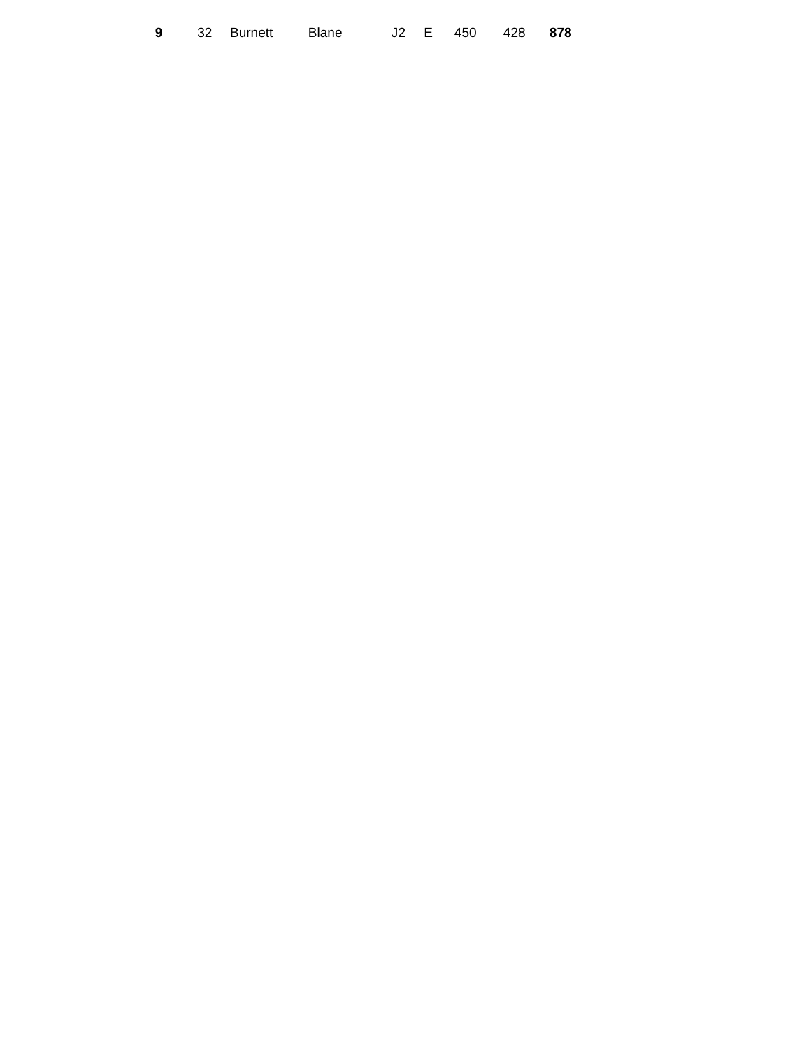| **9** | 32 | Burnett | Blane | J2 | E | 450 | 428 | **878** |
|---|---|---|---|---|---|---|---|---|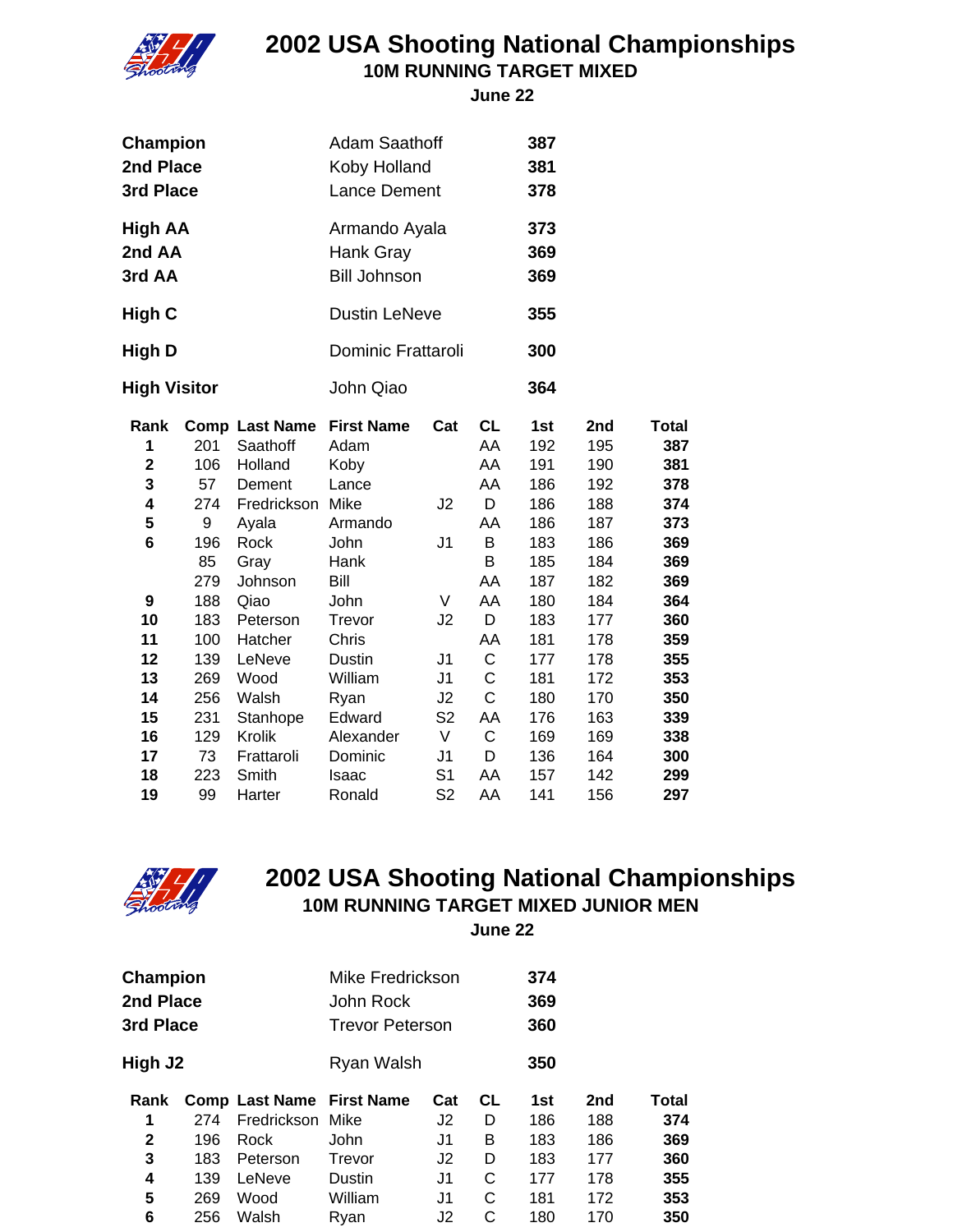# 2002 USA Shooting National Championships

## 10M RUNNING TARGET MIXED

### June 22

| | | |
|---|---|---|
| **Champion** | Adam Saathoff | **387** |
| **2nd Place** | Koby Holland | **381** |
| **3rd Place** | Lance Dement | **378** |
| **High AA** | Armando Ayala | **373** |
| **2nd AA** | Hank Gray | **369** |
| **3rd AA** | Bill Johnson | **369** |
| **High C** | Dustin LeNeve | **355** |
| **High D** | Dominic Frattaroli | **300** |
| **High Visitor** | John Qiao | **364** |

| Rank | Comp | Last Name | First Name | Cat | CL | 1st | 2nd | Total |
|---|---|---|---|---|---|---|---|---|
| **1** | 201 | Saathoff | Adam | | AA | 192 | 195 | **387** |
| **2** | 106 | Holland | Koby | | AA | 191 | 190 | **381** |
| **3** | 57 | Dement | Lance | | AA | 186 | 192 | **378** |
| **4** | 274 | Fredrickson | Mike | J2 | D | 186 | 188 | **374** |
| **5** | 9 | Ayala | Armando | | AA | 186 | 187 | **373** |
| **6** | 196 | Rock | John | J1 | B | 183 | 186 | **369** |
| | 85 | Gray | Hank | | B | 185 | 184 | **369** |
| | 279 | Johnson | Bill | | AA | 187 | 182 | **369** |
| **9** | 188 | Qiao | John | V | AA | 180 | 184 | **364** |
| **10** | 183 | Peterson | Trevor | J2 | D | 183 | 177 | **360** |
| **11** | 100 | Hatcher | Chris | | AA | 181 | 178 | **359** |
| **12** | 139 | LeNeve | Dustin | J1 | C | 177 | 178 | **355** |
| **13** | 269 | Wood | William | J1 | C | 181 | 172 | **353** |
| **14** | 256 | Walsh | Ryan | J2 | C | 180 | 170 | **350** |
| **15** | 231 | Stanhope | Edward | S2 | AA | 176 | 163 | **339** |
| **16** | 129 | Krolik | Alexander | V | C | 169 | 169 | **338** |
| **17** | 73 | Frattaroli | Dominic | J1 | D | 136 | 164 | **300** |
| **18** | 223 | Smith | Isaac | S1 | AA | 157 | 142 | **299** |
| **19** | 99 | Harter | Ronald | S2 | AA | 141 | 156 | **297** |

# 2002 USA Shooting National Championships

## 10M RUNNING TARGET MIXED JUNIOR MEN

### June 22

| | | |
|---|---|---|
| **Champion** | Mike Fredrickson | **374** |
| **2nd Place** | John Rock | **369** |
| **3rd Place** | Trevor Peterson | **360** |
| **High J2** | Ryan Walsh | **350** |

| Rank | Comp | Last Name | First Name | Cat | CL | 1st | 2nd | Total |
|---|---|---|---|---|---|---|---|---|
| **1** | 274 | Fredrickson | Mike | J2 | D | 186 | 188 | **374** |
| **2** | 196 | Rock | John | J1 | B | 183 | 186 | **369** |
| **3** | 183 | Peterson | Trevor | J2 | D | 183 | 177 | **360** |
| **4** | 139 | LeNeve | Dustin | J1 | C | 177 | 178 | **355** |
| **5** | 269 | Wood | William | J1 | C | 181 | 172 | **353** |
| **6** | 256 | Walsh | Ryan | J2 | C | 180 | 170 | **350** |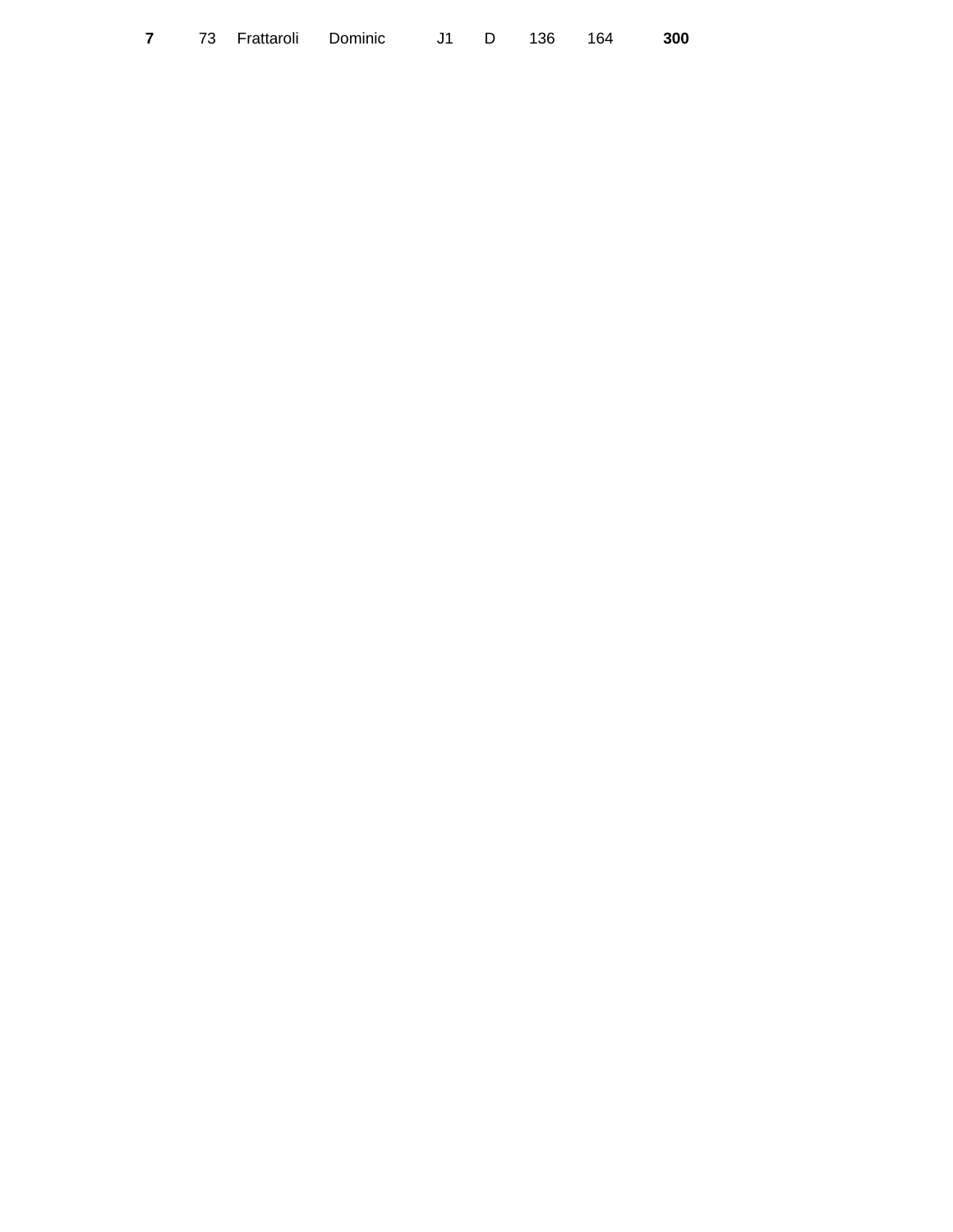| | | | | | | | | |
|---|---|---|---|---|---|---|---|---|
| **7** | 73 | Frattaroli | Dominic | J1 | D | 136 | 164 | **300** |